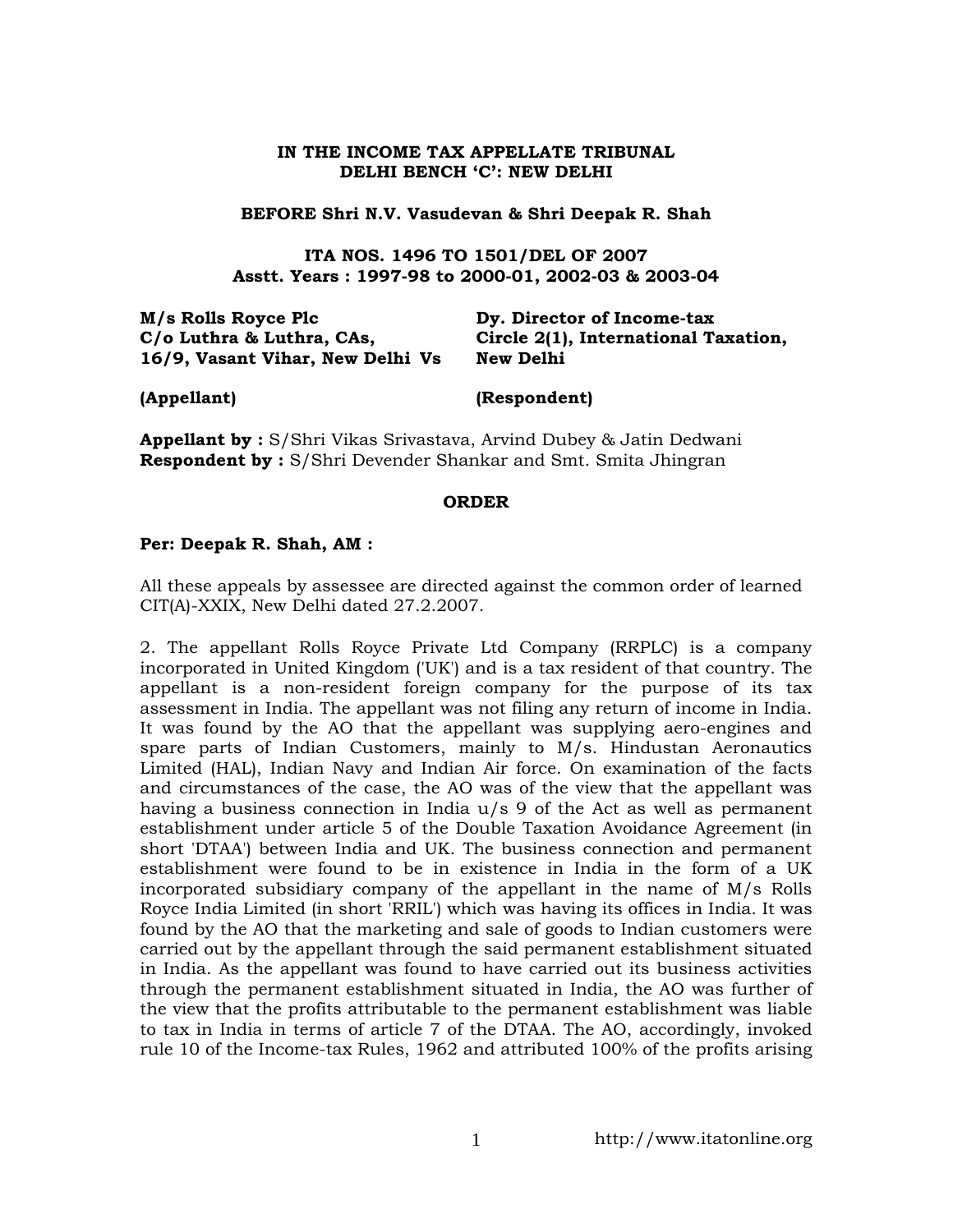**IN THE INCOME TAX APPELLATE TRIBUNAL**
**DELHI BENCH 'C': NEW DELHI**

**BEFORE Shri N.V. Vasudevan & Shri Deepak R. Shah**

**ITA NOS. 1496 TO 1501/DEL OF 2007**
**Asstt. Years : 1997-98 to 2000-01, 2002-03 & 2003-04**

| | | |
|---|---|---|
| **M/s Rolls Royce Plc** **C/o Luthra & Luthra, CAs,** **16/9, Vasant Vihar, New Delhi** | **Vs** | **Dy. Director of Income-tax** **Circle 2(1), International Taxation,** **New Delhi** |
| **(Appellant)** | | **(Respondent)** |

**Appellant by :** S/Shri Vikas Srivastava, Arvind Dubey & Jatin Dedwani
**Respondent by :** S/Shri Devender Shankar and Smt. Smita Jhingran

**ORDER**

**Per: Deepak R. Shah, AM :**

All these appeals by assessee are directed against the common order of learned CIT(A)-XXIX, New Delhi dated 27.2.2007.

2. The appellant Rolls Royce Private Ltd Company (RRPLC) is a company incorporated in United Kingdom ('UK') and is a tax resident of that country. The appellant is a non-resident foreign company for the purpose of its tax assessment in India. The appellant was not filing any return of income in India. It was found by the AO that the appellant was supplying aero-engines and spare parts of Indian Customers, mainly to M/s. Hindustan Aeronautics Limited (HAL), Indian Navy and Indian Air force. On examination of the facts and circumstances of the case, the AO was of the view that the appellant was having a business connection in India u/s 9 of the Act as well as permanent establishment under article 5 of the Double Taxation Avoidance Agreement (in short 'DTAA') between India and UK. The business connection and permanent establishment were found to be in existence in India in the form of a UK incorporated subsidiary company of the appellant in the name of M/s Rolls Royce India Limited (in short 'RRIL') which was having its offices in India. It was found by the AO that the marketing and sale of goods to Indian customers were carried out by the appellant through the said permanent establishment situated in India. As the appellant was found to have carried out its business activities through the permanent establishment situated in India, the AO was further of the view that the profits attributable to the permanent establishment was liable to tax in India in terms of article 7 of the DTAA. The AO, accordingly, invoked rule 10 of the Income-tax Rules, 1962 and attributed 100% of the profits arising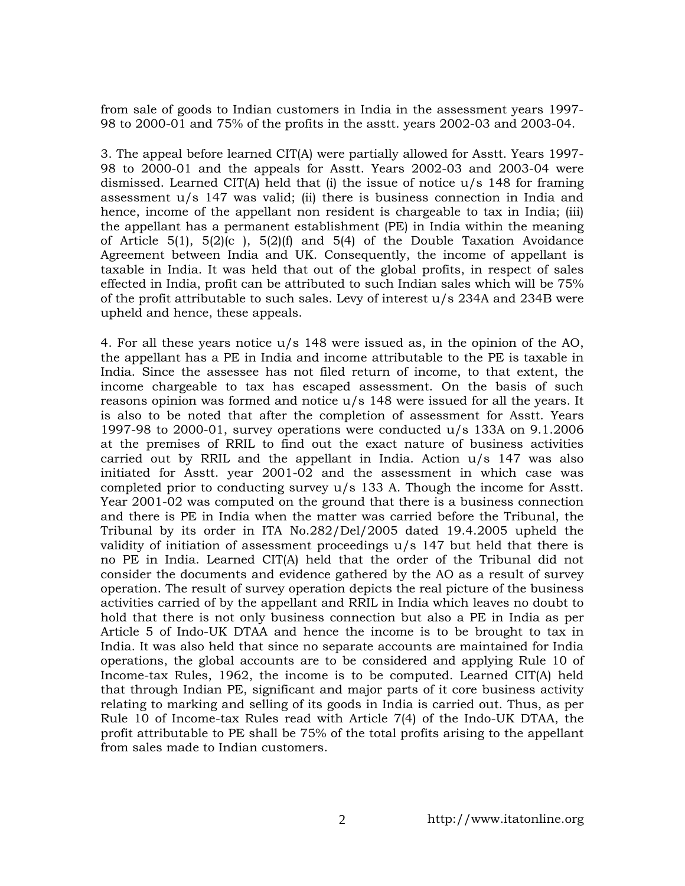from sale of goods to Indian customers in India in the assessment years 1997-98 to 2000-01 and 75% of the profits in the asstt. years 2002-03 and 2003-04.

3. The appeal before learned CIT(A) were partially allowed for Asstt. Years 1997-98 to 2000-01 and the appeals for Asstt. Years 2002-03 and 2003-04 were dismissed. Learned CIT(A) held that (i) the issue of notice u/s 148 for framing assessment u/s 147 was valid; (ii) there is business connection in India and hence, income of the appellant non resident is chargeable to tax in India; (iii) the appellant has a permanent establishment (PE) in India within the meaning of Article 5(1), 5(2)(c ), 5(2)(f) and 5(4) of the Double Taxation Avoidance Agreement between India and UK. Consequently, the income of appellant is taxable in India. It was held that out of the global profits, in respect of sales effected in India, profit can be attributed to such Indian sales which will be 75% of the profit attributable to such sales. Levy of interest u/s 234A and 234B were upheld and hence, these appeals.

4. For all these years notice u/s 148 were issued as, in the opinion of the AO, the appellant has a PE in India and income attributable to the PE is taxable in India. Since the assessee has not filed return of income, to that extent, the income chargeable to tax has escaped assessment. On the basis of such reasons opinion was formed and notice u/s 148 were issued for all the years. It is also to be noted that after the completion of assessment for Asstt. Years 1997-98 to 2000-01, survey operations were conducted u/s 133A on 9.1.2006 at the premises of RRIL to find out the exact nature of business activities carried out by RRIL and the appellant in India. Action u/s 147 was also initiated for Asstt. year 2001-02 and the assessment in which case was completed prior to conducting survey u/s 133 A. Though the income for Asstt. Year 2001-02 was computed on the ground that there is a business connection and there is PE in India when the matter was carried before the Tribunal, the Tribunal by its order in ITA No.282/Del/2005 dated 19.4.2005 upheld the validity of initiation of assessment proceedings u/s 147 but held that there is no PE in India. Learned CIT(A) held that the order of the Tribunal did not consider the documents and evidence gathered by the AO as a result of survey operation. The result of survey operation depicts the real picture of the business activities carried of by the appellant and RRIL in India which leaves no doubt to hold that there is not only business connection but also a PE in India as per Article 5 of Indo-UK DTAA and hence the income is to be brought to tax in India. It was also held that since no separate accounts are maintained for India operations, the global accounts are to be considered and applying Rule 10 of Income-tax Rules, 1962, the income is to be computed. Learned CIT(A) held that through Indian PE, significant and major parts of it core business activity relating to marking and selling of its goods in India is carried out. Thus, as per Rule 10 of Income-tax Rules read with Article 7(4) of the Indo-UK DTAA, the profit attributable to PE shall be 75% of the total profits arising to the appellant from sales made to Indian customers.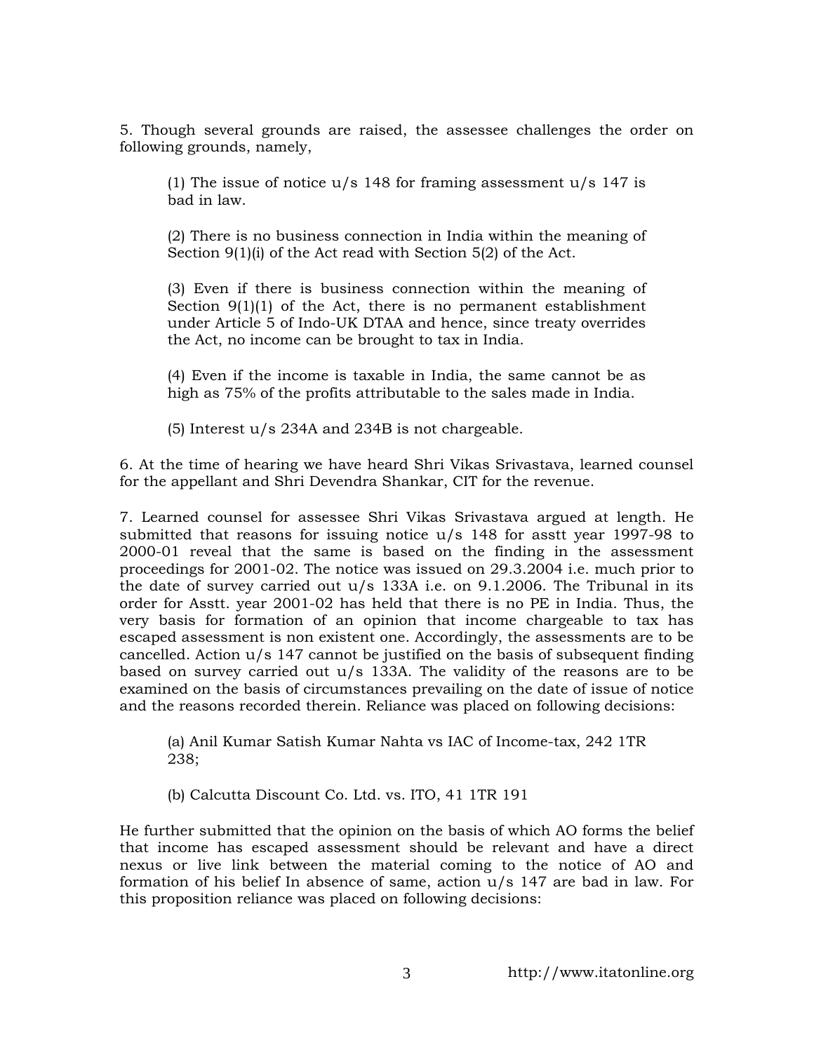5. Though several grounds are raised, the assessee challenges the order on following grounds, namely,

> (1) The issue of notice u/s 148 for framing assessment u/s 147 is bad in law.
>
> (2) There is no business connection in India within the meaning of Section 9(1)(i) of the Act read with Section 5(2) of the Act.
>
> (3) Even if there is business connection within the meaning of Section 9(1)(1) of the Act, there is no permanent establishment under Article 5 of Indo-UK DTAA and hence, since treaty overrides the Act, no income can be brought to tax in India.
>
> (4) Even if the income is taxable in India, the same cannot be as high as 75% of the profits attributable to the sales made in India.
>
> (5) Interest u/s 234A and 234B is not chargeable.

6. At the time of hearing we have heard Shri Vikas Srivastava, learned counsel for the appellant and Shri Devendra Shankar, CIT for the revenue.

7. Learned counsel for assessee Shri Vikas Srivastava argued at length. He submitted that reasons for issuing notice u/s 148 for asstt year 1997-98 to 2000-01 reveal that the same is based on the finding in the assessment proceedings for 2001-02. The notice was issued on 29.3.2004 i.e. much prior to the date of survey carried out u/s 133A i.e. on 9.1.2006. The Tribunal in its order for Asstt. year 2001-02 has held that there is no PE in India. Thus, the very basis for formation of an opinion that income chargeable to tax has escaped assessment is non existent one. Accordingly, the assessments are to be cancelled. Action u/s 147 cannot be justified on the basis of subsequent finding based on survey carried out u/s 133A. The validity of the reasons are to be examined on the basis of circumstances prevailing on the date of issue of notice and the reasons recorded therein. Reliance was placed on following decisions:

> (a) Anil Kumar Satish Kumar Nahta vs IAC of Income-tax, 242 1TR 238;
>
> (b) Calcutta Discount Co. Ltd. vs. ITO, 41 1TR 191

He further submitted that the opinion on the basis of which AO forms the belief that income has escaped assessment should be relevant and have a direct nexus or live link between the material coming to the notice of AO and formation of his belief In absence of same, action u/s 147 are bad in law. For this proposition reliance was placed on following decisions: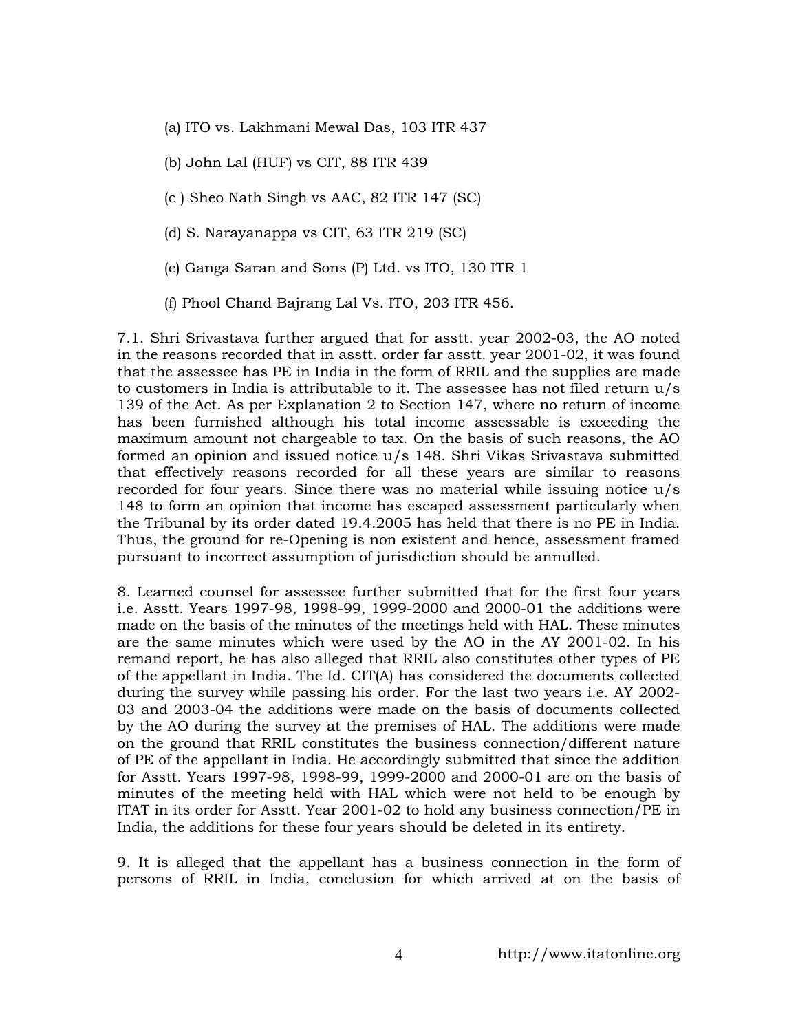(a) ITO vs. Lakhmani Mewal Das, 103 ITR 437

(b) John Lal (HUF) vs CIT, 88 ITR 439

(c ) Sheo Nath Singh vs AAC, 82 ITR 147 (SC)

(d) S. Narayanappa vs CIT, 63 ITR 219 (SC)

(e) Ganga Saran and Sons (P) Ltd. vs ITO, 130 ITR 1

(f) Phool Chand Bajrang Lal Vs. ITO, 203 ITR 456.

7.1. Shri Srivastava further argued that for asstt. year 2002-03, the AO noted in the reasons recorded that in asstt. order far asstt. year 2001-02, it was found that the assessee has PE in India in the form of RRIL and the supplies are made to customers in India is attributable to it. The assessee has not filed return u/s 139 of the Act. As per Explanation 2 to Section 147, where no return of income has been furnished although his total income assessable is exceeding the maximum amount not chargeable to tax. On the basis of such reasons, the AO formed an opinion and issued notice u/s 148. Shri Vikas Srivastava submitted that effectively reasons recorded for all these years are similar to reasons recorded for four years. Since there was no material while issuing notice u/s 148 to form an opinion that income has escaped assessment particularly when the Tribunal by its order dated 19.4.2005 has held that there is no PE in India. Thus, the ground for re-Opening is non existent and hence, assessment framed pursuant to incorrect assumption of jurisdiction should be annulled.

8. Learned counsel for assessee further submitted that for the first four years i.e. Asstt. Years 1997-98, 1998-99, 1999-2000 and 2000-01 the additions were made on the basis of the minutes of the meetings held with HAL. These minutes are the same minutes which were used by the AO in the AY 2001-02. In his remand report, he has also alleged that RRIL also constitutes other types of PE of the appellant in India. The Id. CIT(A) has considered the documents collected during the survey while passing his order. For the last two years i.e. AY 2002-03 and 2003-04 the additions were made on the basis of documents collected by the AO during the survey at the premises of HAL. The additions were made on the ground that RRIL constitutes the business connection/different nature of PE of the appellant in India. He accordingly submitted that since the addition for Asstt. Years 1997-98, 1998-99, 1999-2000 and 2000-01 are on the basis of minutes of the meeting held with HAL which were not held to be enough by ITAT in its order for Asstt. Year 2001-02 to hold any business connection/PE in India, the additions for these four years should be deleted in its entirety.

9. It is alleged that the appellant has a business connection in the form of persons of RRIL in India, conclusion for which arrived at on the basis of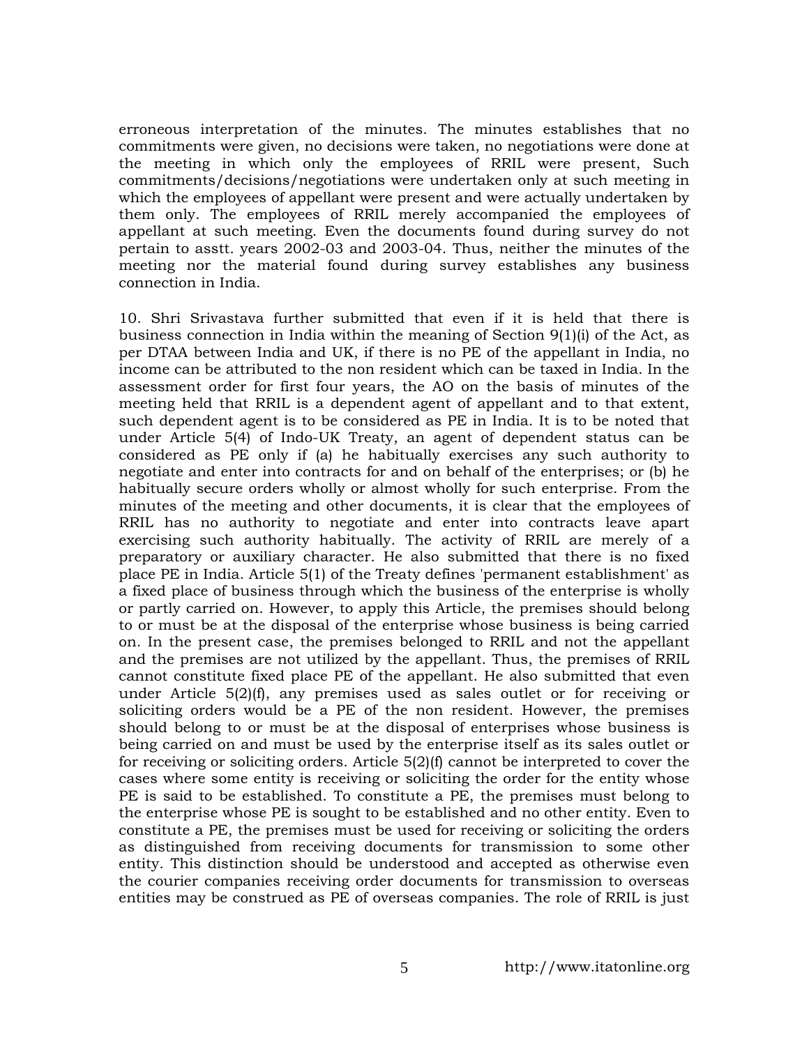erroneous interpretation of the minutes. The minutes establishes that no commitments were given, no decisions were taken, no negotiations were done at the meeting in which only the employees of RRIL were present, Such commitments/decisions/negotiations were undertaken only at such meeting in which the employees of appellant were present and were actually undertaken by them only. The employees of RRIL merely accompanied the employees of appellant at such meeting. Even the documents found during survey do not pertain to asstt. years 2002-03 and 2003-04. Thus, neither the minutes of the meeting nor the material found during survey establishes any business connection in India.

10. Shri Srivastava further submitted that even if it is held that there is business connection in India within the meaning of Section 9(1)(i) of the Act, as per DTAA between India and UK, if there is no PE of the appellant in India, no income can be attributed to the non resident which can be taxed in India. In the assessment order for first four years, the AO on the basis of minutes of the meeting held that RRIL is a dependent agent of appellant and to that extent, such dependent agent is to be considered as PE in India. It is to be noted that under Article 5(4) of Indo-UK Treaty, an agent of dependent status can be considered as PE only if (a) he habitually exercises any such authority to negotiate and enter into contracts for and on behalf of the enterprises; or (b) he habitually secure orders wholly or almost wholly for such enterprise. From the minutes of the meeting and other documents, it is clear that the employees of RRIL has no authority to negotiate and enter into contracts leave apart exercising such authority habitually. The activity of RRIL are merely of a preparatory or auxiliary character. He also submitted that there is no fixed place PE in India. Article 5(1) of the Treaty defines 'permanent establishment' as a fixed place of business through which the business of the enterprise is wholly or partly carried on. However, to apply this Article, the premises should belong to or must be at the disposal of the enterprise whose business is being carried on. In the present case, the premises belonged to RRIL and not the appellant and the premises are not utilized by the appellant. Thus, the premises of RRIL cannot constitute fixed place PE of the appellant. He also submitted that even under Article 5(2)(f), any premises used as sales outlet or for receiving or soliciting orders would be a PE of the non resident. However, the premises should belong to or must be at the disposal of enterprises whose business is being carried on and must be used by the enterprise itself as its sales outlet or for receiving or soliciting orders. Article 5(2)(f) cannot be interpreted to cover the cases where some entity is receiving or soliciting the order for the entity whose PE is said to be established. To constitute a PE, the premises must belong to the enterprise whose PE is sought to be established and no other entity. Even to constitute a PE, the premises must be used for receiving or soliciting the orders as distinguished from receiving documents for transmission to some other entity. This distinction should be understood and accepted as otherwise even the courier companies receiving order documents for transmission to overseas entities may be construed as PE of overseas companies. The role of RRIL is just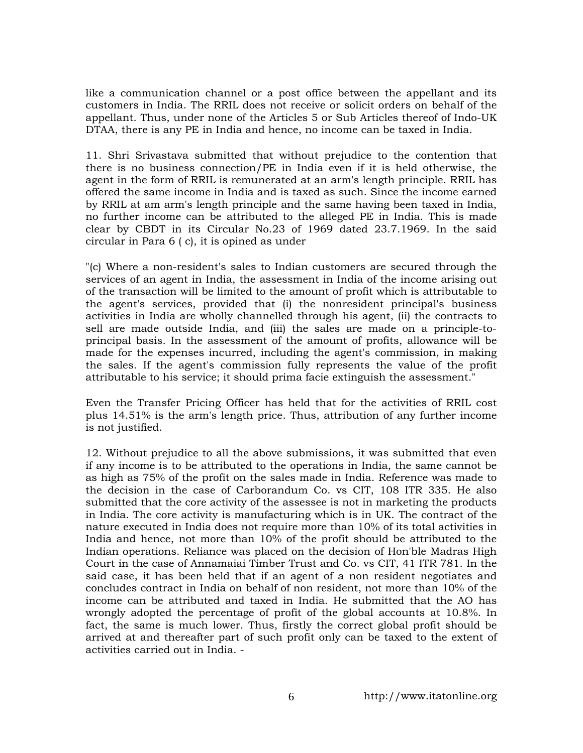like a communication channel or a post office between the appellant and its customers in India. The RRIL does not receive or solicit orders on behalf of the appellant. Thus, under none of the Articles 5 or Sub Articles thereof of Indo-UK DTAA, there is any PE in India and hence, no income can be taxed in India.

11. Shri Srivastava submitted that without prejudice to the contention that there is no business connection/PE in India even if it is held otherwise, the agent in the form of RRIL is remunerated at an arm's length principle. RRIL has offered the same income in India and is taxed as such. Since the income earned by RRIL at am arm's length principle and the same having been taxed in India, no further income can be attributed to the alleged PE in India. This is made clear by CBDT in its Circular No.23 of 1969 dated 23.7.1969. In the said circular in Para 6 ( c), it is opined as under

"(c) Where a non-resident's sales to Indian customers are secured through the services of an agent in India, the assessment in India of the income arising out of the transaction will be limited to the amount of profit which is attributable to the agent's services, provided that (i) the nonresident principal's business activities in India are wholly channelled through his agent, (ii) the contracts to sell are made outside India, and (iii) the sales are made on a principle-to-principal basis. In the assessment of the amount of profits, allowance will be made for the expenses incurred, including the agent's commission, in making the sales. If the agent's commission fully represents the value of the profit attributable to his service; it should prima facie extinguish the assessment."

Even the Transfer Pricing Officer has held that for the activities of RRIL cost plus 14.51% is the arm's length price. Thus, attribution of any further income is not justified.

12. Without prejudice to all the above submissions, it was submitted that even if any income is to be attributed to the operations in India, the same cannot be as high as 75% of the profit on the sales made in India. Reference was made to the decision in the case of Carborandum Co. vs CIT, 108 ITR 335. He also submitted that the core activity of the assessee is not in marketing the products in India. The core activity is manufacturing which is in UK. The contract of the nature executed in India does not require more than 10% of its total activities in India and hence, not more than 10% of the profit should be attributed to the Indian operations. Reliance was placed on the decision of Hon'ble Madras High Court in the case of Annamaiai Timber Trust and Co. vs CIT, 41 ITR 781. In the said case, it has been held that if an agent of a non resident negotiates and concludes contract in India on behalf of non resident, not more than 10% of the income can be attributed and taxed in India. He submitted that the AO has wrongly adopted the percentage of profit of the global accounts at 10.8%. In fact, the same is much lower. Thus, firstly the correct global profit should be arrived at and thereafter part of such profit only can be taxed to the extent of activities carried out in India. -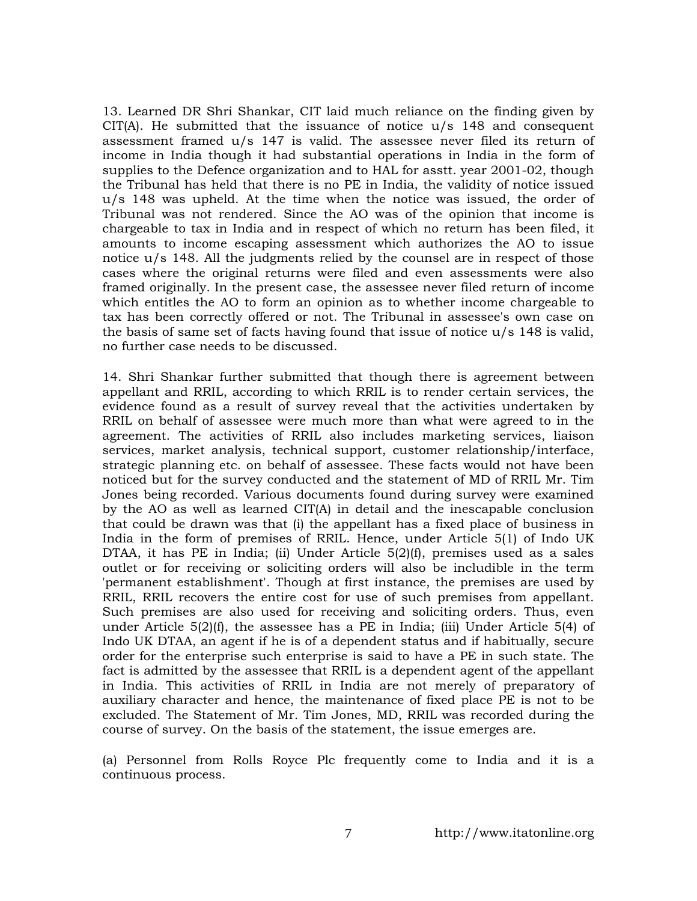13. Learned DR Shri Shankar, CIT laid much reliance on the finding given by CIT(A). He submitted that the issuance of notice u/s 148 and consequent assessment framed u/s 147 is valid. The assessee never filed its return of income in India though it had substantial operations in India in the form of supplies to the Defence organization and to HAL for asstt. year 2001-02, though the Tribunal has held that there is no PE in India, the validity of notice issued u/s 148 was upheld. At the time when the notice was issued, the order of Tribunal was not rendered. Since the AO was of the opinion that income is chargeable to tax in India and in respect of which no return has been filed, it amounts to income escaping assessment which authorizes the AO to issue notice u/s 148. All the judgments relied by the counsel are in respect of those cases where the original returns were filed and even assessments were also framed originally. In the present case, the assessee never filed return of income which entitles the AO to form an opinion as to whether income chargeable to tax has been correctly offered or not. The Tribunal in assessee's own case on the basis of same set of facts having found that issue of notice u/s 148 is valid, no further case needs to be discussed.

14. Shri Shankar further submitted that though there is agreement between appellant and RRIL, according to which RRIL is to render certain services, the evidence found as a result of survey reveal that the activities undertaken by RRIL on behalf of assessee were much more than what were agreed to in the agreement. The activities of RRIL also includes marketing services, liaison services, market analysis, technical support, customer relationship/interface, strategic planning etc. on behalf of assessee. These facts would not have been noticed but for the survey conducted and the statement of MD of RRIL Mr. Tim Jones being recorded. Various documents found during survey were examined by the AO as well as learned CIT(A) in detail and the inescapable conclusion that could be drawn was that (i) the appellant has a fixed place of business in India in the form of premises of RRIL. Hence, under Article 5(1) of Indo UK DTAA, it has PE in India; (ii) Under Article 5(2)(f), premises used as a sales outlet or for receiving or soliciting orders will also be includible in the term 'permanent establishment'. Though at first instance, the premises are used by RRIL, RRIL recovers the entire cost for use of such premises from appellant. Such premises are also used for receiving and soliciting orders. Thus, even under Article 5(2)(f), the assessee has a PE in India; (iii) Under Article 5(4) of Indo UK DTAA, an agent if he is of a dependent status and if habitually, secure order for the enterprise such enterprise is said to have a PE in such state. The fact is admitted by the assessee that RRIL is a dependent agent of the appellant in India. This activities of RRIL in India are not merely of preparatory of auxiliary character and hence, the maintenance of fixed place PE is not to be excluded. The Statement of Mr. Tim Jones, MD, RRIL was recorded during the course of survey. On the basis of the statement, the issue emerges are.

(a) Personnel from Rolls Royce Plc frequently come to India and it is a continuous process.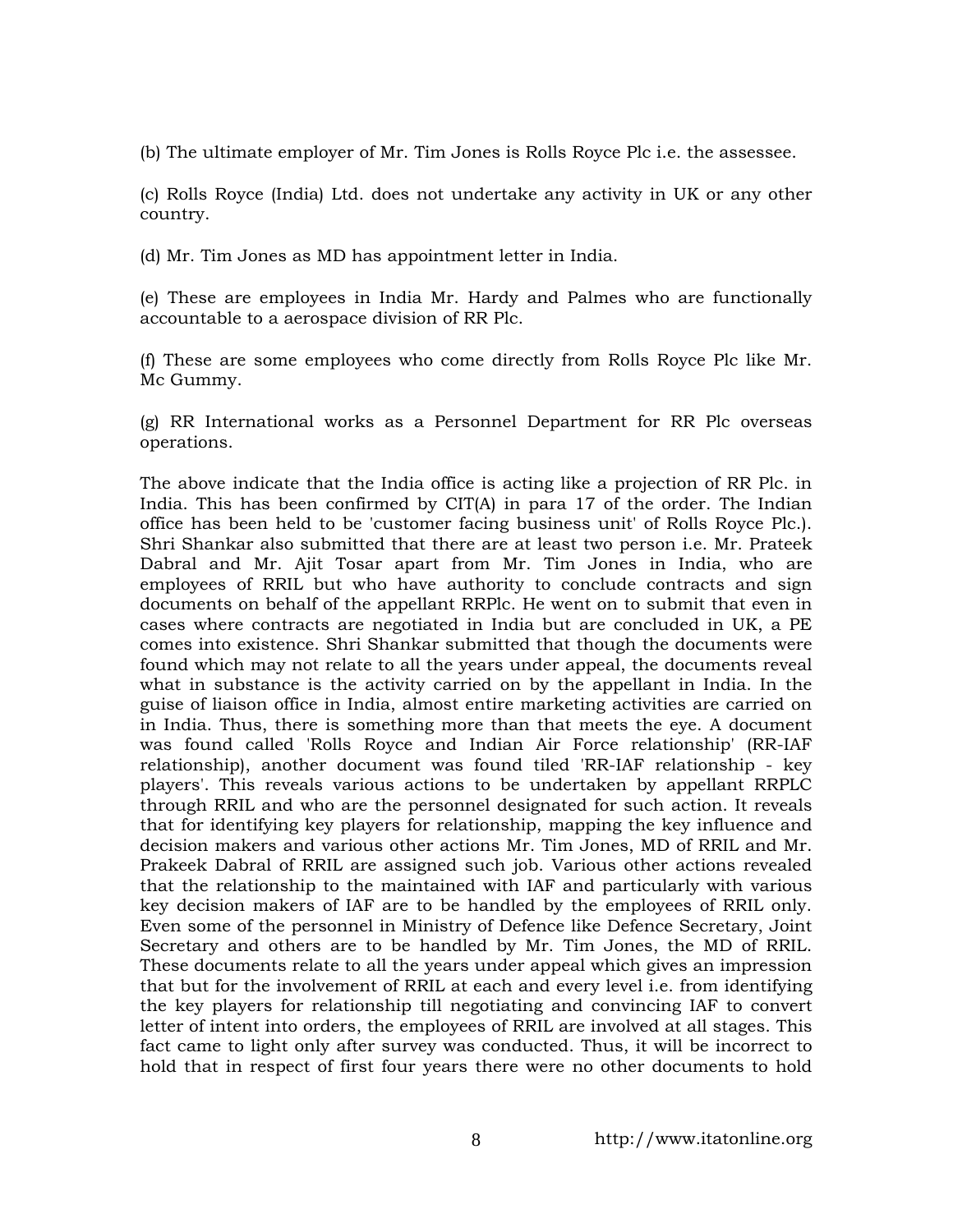(b) The ultimate employer of Mr. Tim Jones is Rolls Royce Plc i.e. the assessee.

(c) Rolls Royce (India) Ltd. does not undertake any activity in UK or any other country.

(d) Mr. Tim Jones as MD has appointment letter in India.

(e) These are employees in India Mr. Hardy and Palmes who are functionally accountable to a aerospace division of RR Plc.

(f) These are some employees who come directly from Rolls Royce Plc like Mr. Mc Gummy.

(g) RR International works as a Personnel Department for RR Plc overseas operations.

The above indicate that the India office is acting like a projection of RR Plc. in India. This has been confirmed by CIT(A) in para 17 of the order. The Indian office has been held to be 'customer facing business unit' of Rolls Royce Plc.). Shri Shankar also submitted that there are at least two person i.e. Mr. Prateek Dabral and Mr. Ajit Tosar apart from Mr. Tim Jones in India, who are employees of RRIL but who have authority to conclude contracts and sign documents on behalf of the appellant RRPlc. He went on to submit that even in cases where contracts are negotiated in India but are concluded in UK, a PE comes into existence. Shri Shankar submitted that though the documents were found which may not relate to all the years under appeal, the documents reveal what in substance is the activity carried on by the appellant in India. In the guise of liaison office in India, almost entire marketing activities are carried on in India. Thus, there is something more than that meets the eye. A document was found called 'Rolls Royce and Indian Air Force relationship' (RR-IAF relationship), another document was found tiled 'RR-IAF relationship - key players'. This reveals various actions to be undertaken by appellant RRPLC through RRIL and who are the personnel designated for such action. It reveals that for identifying key players for relationship, mapping the key influence and decision makers and various other actions Mr. Tim Jones, MD of RRIL and Mr. Prakeek Dabral of RRIL are assigned such job. Various other actions revealed that the relationship to the maintained with IAF and particularly with various key decision makers of IAF are to be handled by the employees of RRIL only. Even some of the personnel in Ministry of Defence like Defence Secretary, Joint Secretary and others are to be handled by Mr. Tim Jones, the MD of RRIL. These documents relate to all the years under appeal which gives an impression that but for the involvement of RRIL at each and every level i.e. from identifying the key players for relationship till negotiating and convincing IAF to convert letter of intent into orders, the employees of RRIL are involved at all stages. This fact came to light only after survey was conducted. Thus, it will be incorrect to hold that in respect of first four years there were no other documents to hold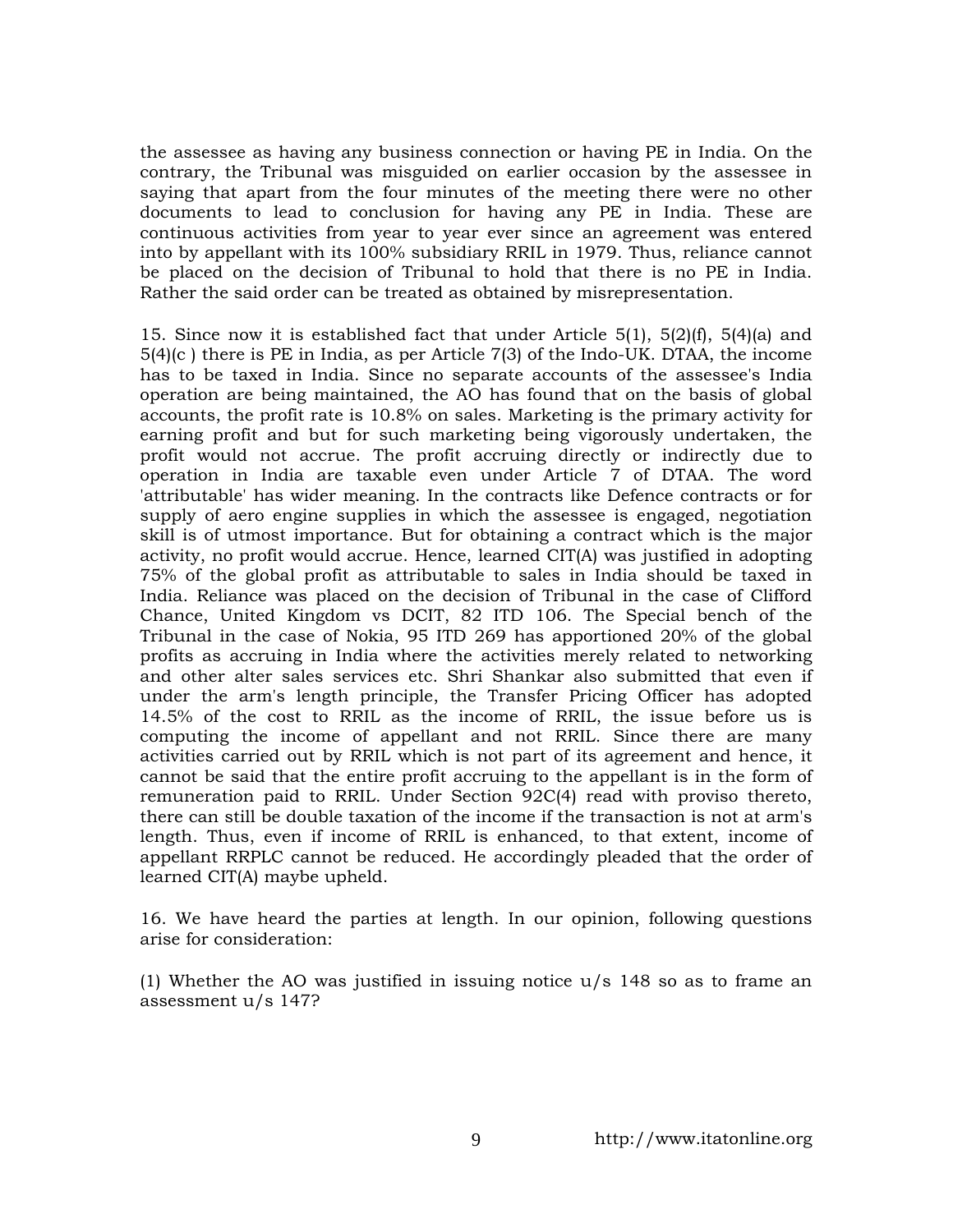the assessee as having any business connection or having PE in India. On the contrary, the Tribunal was misguided on earlier occasion by the assessee in saying that apart from the four minutes of the meeting there were no other documents to lead to conclusion for having any PE in India. These are continuous activities from year to year ever since an agreement was entered into by appellant with its 100% subsidiary RRIL in 1979. Thus, reliance cannot be placed on the decision of Tribunal to hold that there is no PE in India. Rather the said order can be treated as obtained by misrepresentation.

15. Since now it is established fact that under Article 5(1), 5(2)(f), 5(4)(a) and 5(4)(c ) there is PE in India, as per Article 7(3) of the Indo-UK. DTAA, the income has to be taxed in India. Since no separate accounts of the assessee's India operation are being maintained, the AO has found that on the basis of global accounts, the profit rate is 10.8% on sales. Marketing is the primary activity for earning profit and but for such marketing being vigorously undertaken, the profit would not accrue. The profit accruing directly or indirectly due to operation in India are taxable even under Article 7 of DTAA. The word 'attributable' has wider meaning. In the contracts like Defence contracts or for supply of aero engine supplies in which the assessee is engaged, negotiation skill is of utmost importance. But for obtaining a contract which is the major activity, no profit would accrue. Hence, learned CIT(A) was justified in adopting 75% of the global profit as attributable to sales in India should be taxed in India. Reliance was placed on the decision of Tribunal in the case of Clifford Chance, United Kingdom vs DCIT, 82 ITD 106. The Special bench of the Tribunal in the case of Nokia, 95 ITD 269 has apportioned 20% of the global profits as accruing in India where the activities merely related to networking and other alter sales services etc. Shri Shankar also submitted that even if under the arm's length principle, the Transfer Pricing Officer has adopted 14.5% of the cost to RRIL as the income of RRIL, the issue before us is computing the income of appellant and not RRIL. Since there are many activities carried out by RRIL which is not part of its agreement and hence, it cannot be said that the entire profit accruing to the appellant is in the form of remuneration paid to RRIL. Under Section 92C(4) read with proviso thereto, there can still be double taxation of the income if the transaction is not at arm's length. Thus, even if income of RRIL is enhanced, to that extent, income of appellant RRPLC cannot be reduced. He accordingly pleaded that the order of learned CIT(A) maybe upheld.

16. We have heard the parties at length. In our opinion, following questions arise for consideration:

(1) Whether the AO was justified in issuing notice u/s 148 so as to frame an assessment u/s 147?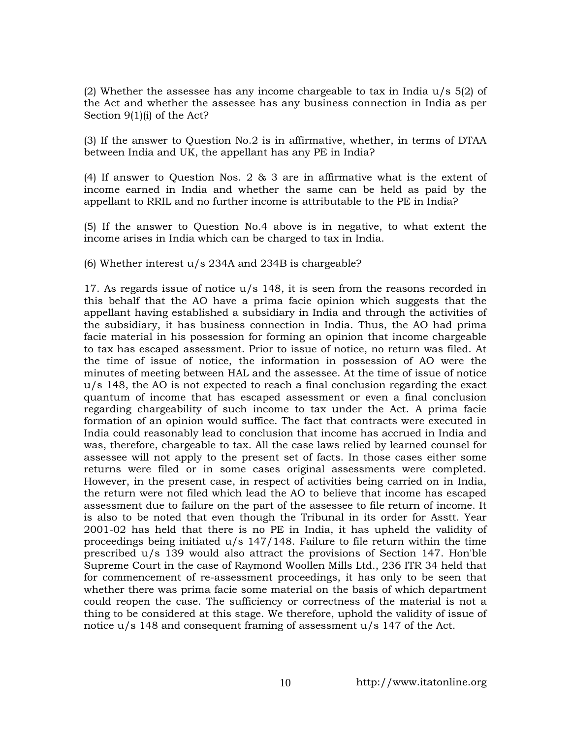(2) Whether the assessee has any income chargeable to tax in India u/s 5(2) of the Act and whether the assessee has any business connection in India as per Section 9(1)(i) of the Act?

(3) If the answer to Question No.2 is in affirmative, whether, in terms of DTAA between India and UK, the appellant has any PE in India?

(4) If answer to Question Nos. 2 & 3 are in affirmative what is the extent of income earned in India and whether the same can be held as paid by the appellant to RRIL and no further income is attributable to the PE in India?

(5) If the answer to Question No.4 above is in negative, to what extent the income arises in India which can be charged to tax in India.

(6) Whether interest u/s 234A and 234B is chargeable?

17. As regards issue of notice u/s 148, it is seen from the reasons recorded in this behalf that the AO have a prima facie opinion which suggests that the appellant having established a subsidiary in India and through the activities of the subsidiary, it has business connection in India. Thus, the AO had prima facie material in his possession for forming an opinion that income chargeable to tax has escaped assessment. Prior to issue of notice, no return was filed. At the time of issue of notice, the information in possession of AO were the minutes of meeting between HAL and the assessee. At the time of issue of notice u/s 148, the AO is not expected to reach a final conclusion regarding the exact quantum of income that has escaped assessment or even a final conclusion regarding chargeability of such income to tax under the Act. A prima facie formation of an opinion would suffice. The fact that contracts were executed in India could reasonably lead to conclusion that income has accrued in India and was, therefore, chargeable to tax. All the case laws relied by learned counsel for assessee will not apply to the present set of facts. In those cases either some returns were filed or in some cases original assessments were completed. However, in the present case, in respect of activities being carried on in India, the return were not filed which lead the AO to believe that income has escaped assessment due to failure on the part of the assessee to file return of income. It is also to be noted that even though the Tribunal in its order for Asstt. Year 2001-02 has held that there is no PE in India, it has upheld the validity of proceedings being initiated u/s 147/148. Failure to file return within the time prescribed u/s 139 would also attract the provisions of Section 147. Hon'ble Supreme Court in the case of Raymond Woollen Mills Ltd., 236 ITR 34 held that for commencement of re-assessment proceedings, it has only to be seen that whether there was prima facie some material on the basis of which department could reopen the case. The sufficiency or correctness of the material is not a thing to be considered at this stage. We therefore, uphold the validity of issue of notice u/s 148 and consequent framing of assessment u/s 147 of the Act.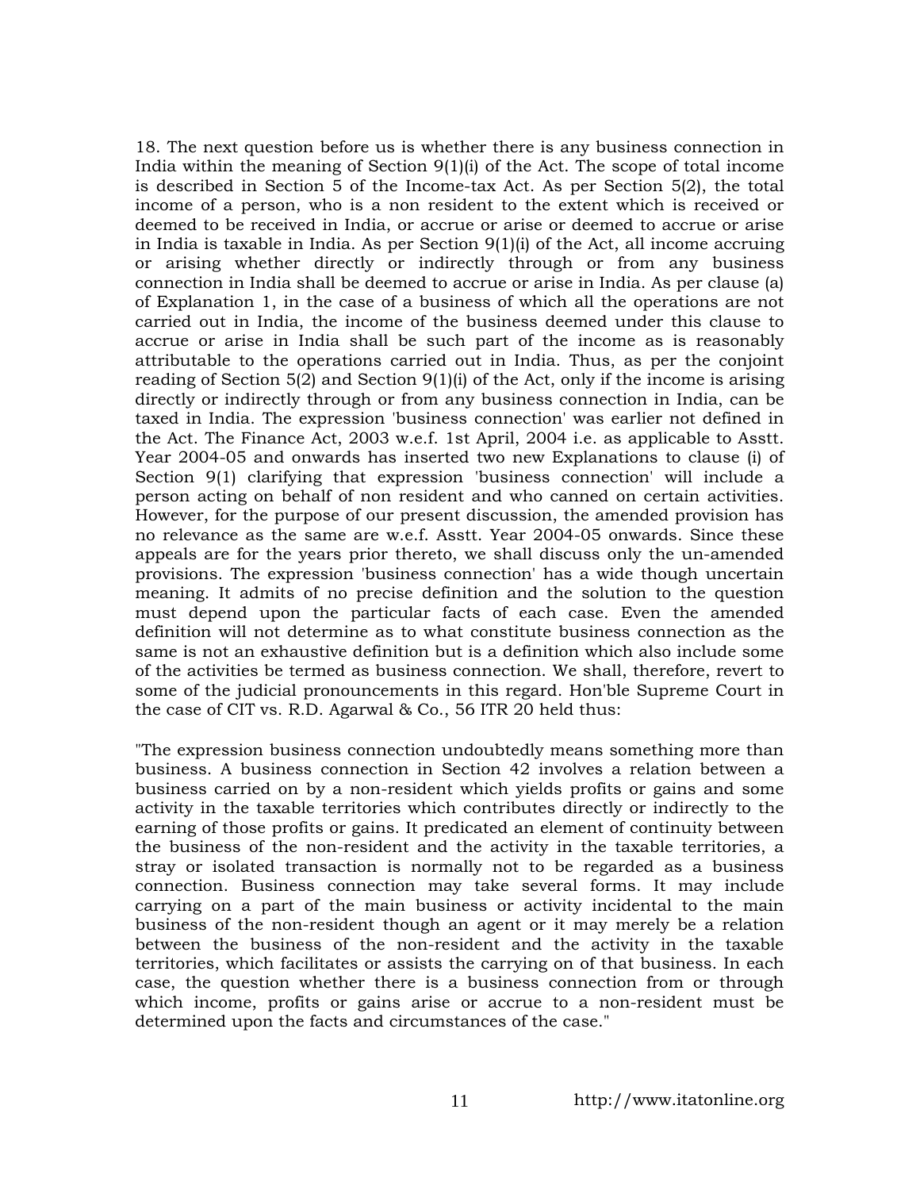18. The next question before us is whether there is any business connection in India within the meaning of Section 9(1)(i) of the Act. The scope of total income is described in Section 5 of the Income-tax Act. As per Section 5(2), the total income of a person, who is a non resident to the extent which is received or deemed to be received in India, or accrue or arise or deemed to accrue or arise in India is taxable in India. As per Section 9(1)(i) of the Act, all income accruing or arising whether directly or indirectly through or from any business connection in India shall be deemed to accrue or arise in India. As per clause (a) of Explanation 1, in the case of a business of which all the operations are not carried out in India, the income of the business deemed under this clause to accrue or arise in India shall be such part of the income as is reasonably attributable to the operations carried out in India. Thus, as per the conjoint reading of Section 5(2) and Section 9(1)(i) of the Act, only if the income is arising directly or indirectly through or from any business connection in India, can be taxed in India. The expression 'business connection' was earlier not defined in the Act. The Finance Act, 2003 w.e.f. 1st April, 2004 i.e. as applicable to Asstt. Year 2004-05 and onwards has inserted two new Explanations to clause (i) of Section 9(1) clarifying that expression 'business connection' will include a person acting on behalf of non resident and who canned on certain activities. However, for the purpose of our present discussion, the amended provision has no relevance as the same are w.e.f. Asstt. Year 2004-05 onwards. Since these appeals are for the years prior thereto, we shall discuss only the un-amended provisions. The expression 'business connection' has a wide though uncertain meaning. It admits of no precise definition and the solution to the question must depend upon the particular facts of each case. Even the amended definition will not determine as to what constitute business connection as the same is not an exhaustive definition but is a definition which also include some of the activities be termed as business connection. We shall, therefore, revert to some of the judicial pronouncements in this regard. Hon'ble Supreme Court in the case of CIT vs. R.D. Agarwal & Co., 56 ITR 20 held thus:

"The expression business connection undoubtedly means something more than business. A business connection in Section 42 involves a relation between a business carried on by a non-resident which yields profits or gains and some activity in the taxable territories which contributes directly or indirectly to the earning of those profits or gains. It predicated an element of continuity between the business of the non-resident and the activity in the taxable territories, a stray or isolated transaction is normally not to be regarded as a business connection. Business connection may take several forms. It may include carrying on a part of the main business or activity incidental to the main business of the non-resident though an agent or it may merely be a relation between the business of the non-resident and the activity in the taxable territories, which facilitates or assists the carrying on of that business. In each case, the question whether there is a business connection from or through which income, profits or gains arise or accrue to a non-resident must be determined upon the facts and circumstances of the case."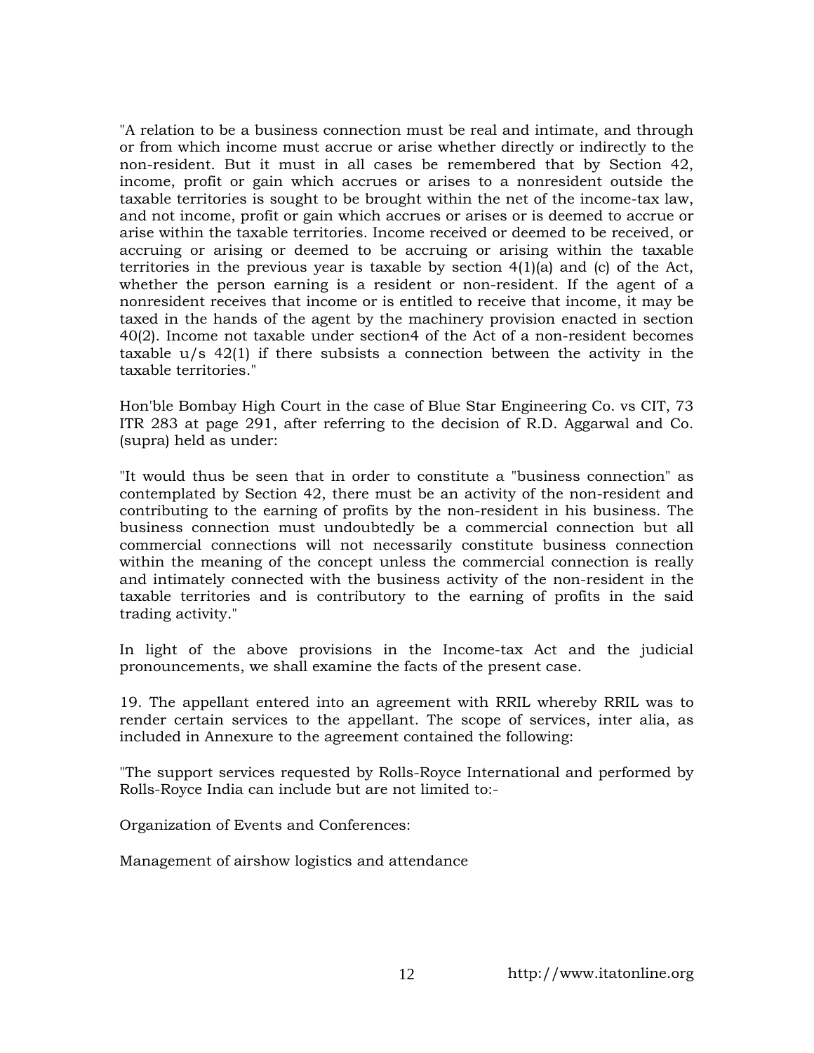"A relation to be a business connection must be real and intimate, and through or from which income must accrue or arise whether directly or indirectly to the non-resident. But it must in all cases be remembered that by Section 42, income, profit or gain which accrues or arises to a nonresident outside the taxable territories is sought to be brought within the net of the income-tax law, and not income, profit or gain which accrues or arises or is deemed to accrue or arise within the taxable territories. Income received or deemed to be received, or accruing or arising or deemed to be accruing or arising within the taxable territories in the previous year is taxable by section 4(1)(a) and (c) of the Act, whether the person earning is a resident or non-resident. If the agent of a nonresident receives that income or is entitled to receive that income, it may be taxed in the hands of the agent by the machinery provision enacted in section 40(2). Income not taxable under section4 of the Act of a non-resident becomes taxable u/s 42(1) if there subsists a connection between the activity in the taxable territories."

Hon'ble Bombay High Court in the case of Blue Star Engineering Co. vs CIT, 73 ITR 283 at page 291, after referring to the decision of R.D. Aggarwal and Co. (supra) held as under:

"It would thus be seen that in order to constitute a "business connection" as contemplated by Section 42, there must be an activity of the non-resident and contributing to the earning of profits by the non-resident in his business. The business connection must undoubtedly be a commercial connection but all commercial connections will not necessarily constitute business connection within the meaning of the concept unless the commercial connection is really and intimately connected with the business activity of the non-resident in the taxable territories and is contributory to the earning of profits in the said trading activity."

In light of the above provisions in the Income-tax Act and the judicial pronouncements, we shall examine the facts of the present case.

19. The appellant entered into an agreement with RRIL whereby RRIL was to render certain services to the appellant. The scope of services, inter alia, as included in Annexure to the agreement contained the following:

"The support services requested by Rolls-Royce International and performed by Rolls-Royce India can include but are not limited to:-

Organization of Events and Conferences:

Management of airshow logistics and attendance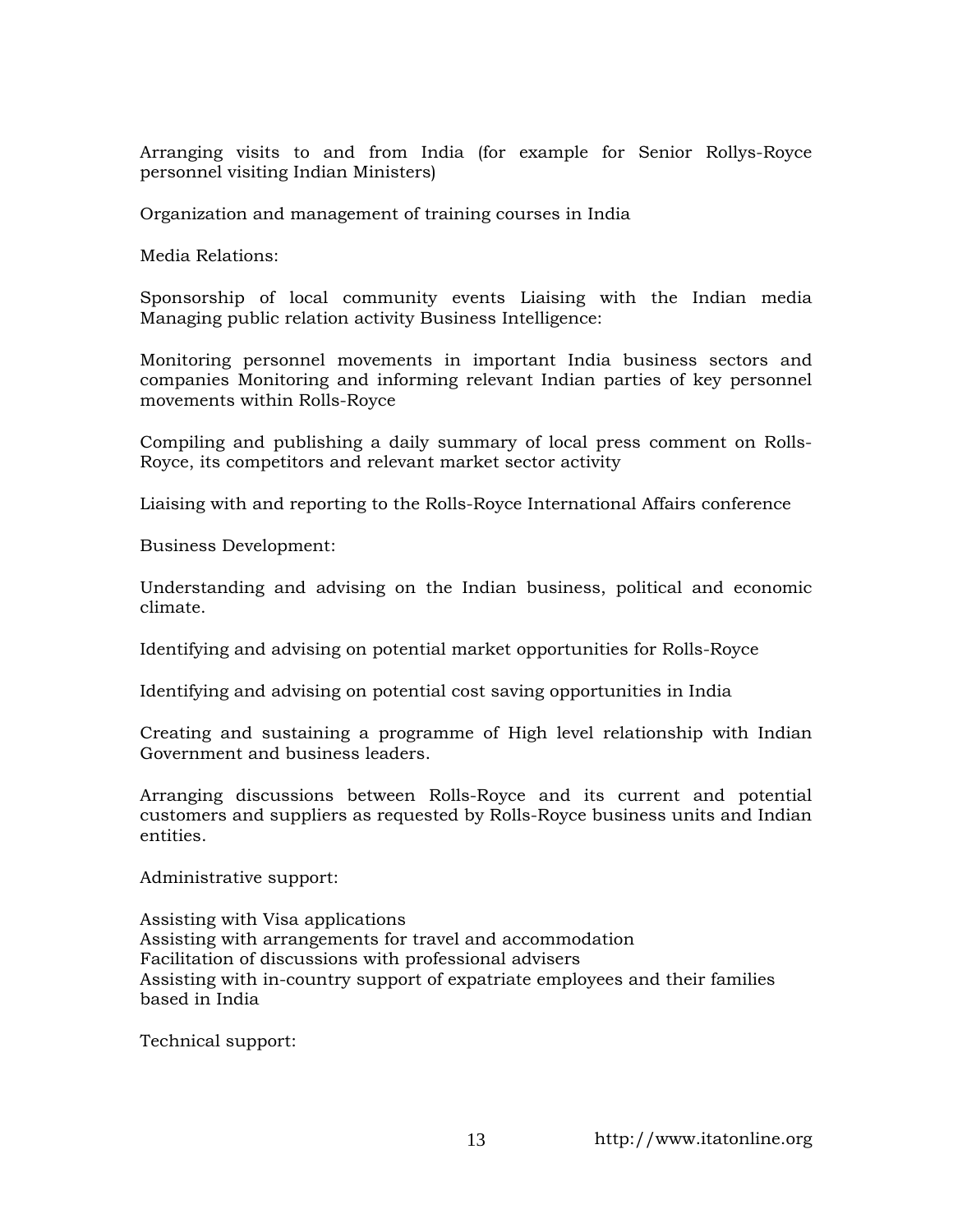Arranging visits to and from India (for example for Senior Rollys-Royce personnel visiting Indian Ministers)

Organization and management of training courses in India

Media Relations:

Sponsorship of local community events Liaising with the Indian media Managing public relation activity Business Intelligence:

Monitoring personnel movements in important India business sectors and companies Monitoring and informing relevant Indian parties of key personnel movements within Rolls-Royce

Compiling and publishing a daily summary of local press comment on Rolls-Royce, its competitors and relevant market sector activity

Liaising with and reporting to the Rolls-Royce International Affairs conference

Business Development:

Understanding and advising on the Indian business, political and economic climate.

Identifying and advising on potential market opportunities for Rolls-Royce

Identifying and advising on potential cost saving opportunities in India

Creating and sustaining a programme of High level relationship with Indian Government and business leaders.

Arranging discussions between Rolls-Royce and its current and potential customers and suppliers as requested by Rolls-Royce business units and Indian entities.

Administrative support:

Assisting with Visa applications
Assisting with arrangements for travel and accommodation
Facilitation of discussions with professional advisers
Assisting with in-country support of expatriate employees and their families based in India

Technical support: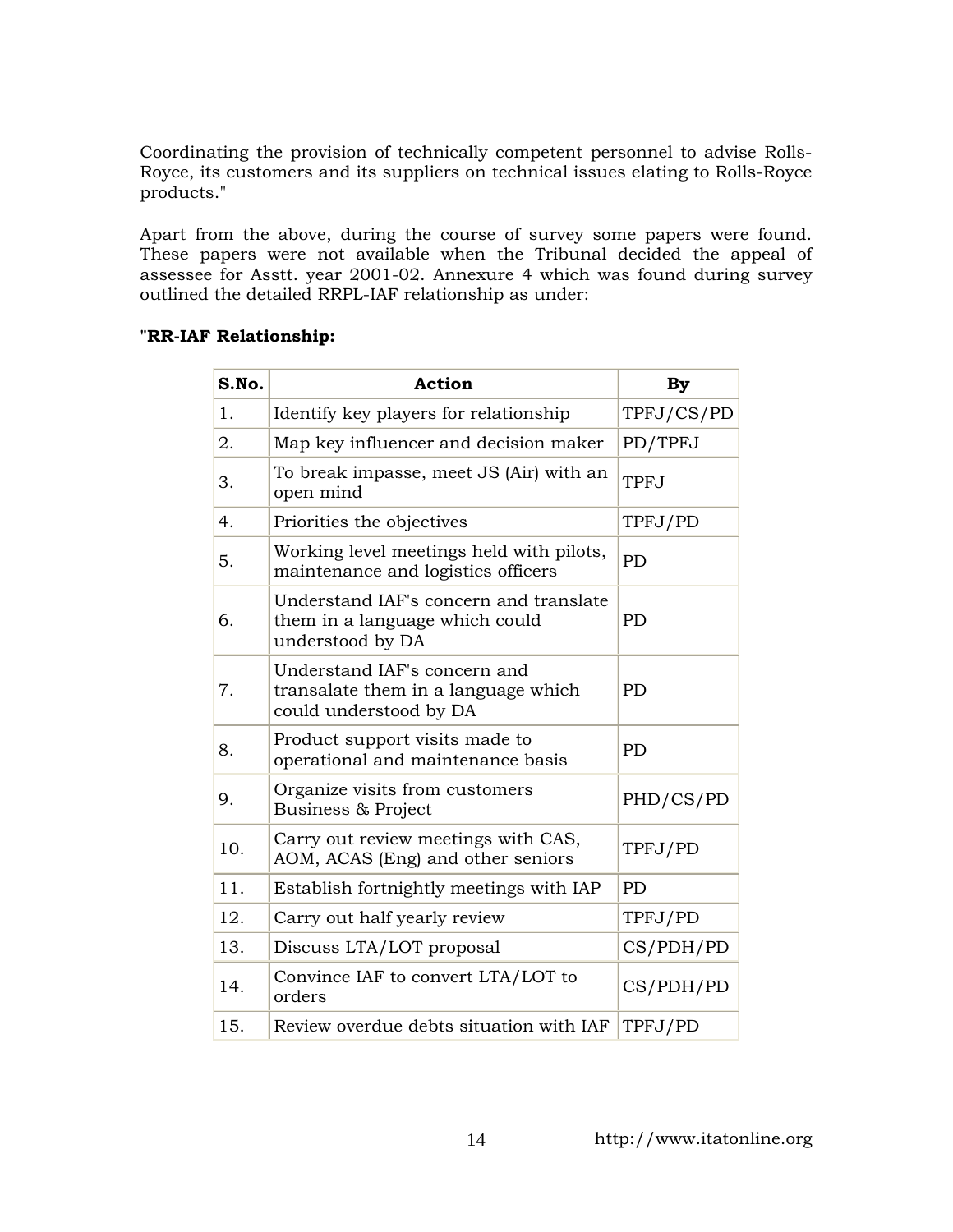Coordinating the provision of technically competent personnel to advise Rolls-Royce, its customers and its suppliers on technical issues elating to Rolls-Royce products."

Apart from the above, during the course of survey some papers were found. These papers were not available when the Tribunal decided the appeal of assessee for Asstt. year 2001-02. Annexure 4 which was found during survey outlined the detailed RRPL-IAF relationship as under:

**"RR-IAF Relationship:**

| S.No. | Action | By |
|---|---|---|
| 1. | Identify key players for relationship | TPFJ/CS/PD |
| 2. | Map key influencer and decision maker | PD/TPFJ |
| 3. | To break impasse, meet JS (Air) with an open mind | TPFJ |
| 4. | Priorities the objectives | TPFJ/PD |
| 5. | Working level meetings held with pilots, maintenance and logistics officers | PD |
| 6. | Understand IAF's concern and translate them in a language which could understood by DA | PD |
| 7. | Understand IAF's concern and transalate them in a language which could understood by DA | PD |
| 8. | Product support visits made to operational and maintenance basis | PD |
| 9. | Organize visits from customers Business & Project | PHD/CS/PD |
| 10. | Carry out review meetings with CAS, AOM, ACAS (Eng) and other seniors | TPFJ/PD |
| 11. | Establish fortnightly meetings with IAP | PD |
| 12. | Carry out half yearly review | TPFJ/PD |
| 13. | Discuss LTA/LOT proposal | CS/PDH/PD |
| 14. | Convince IAF to convert LTA/LOT to orders | CS/PDH/PD |
| 15. | Review overdue debts situation with IAF | TPFJ/PD |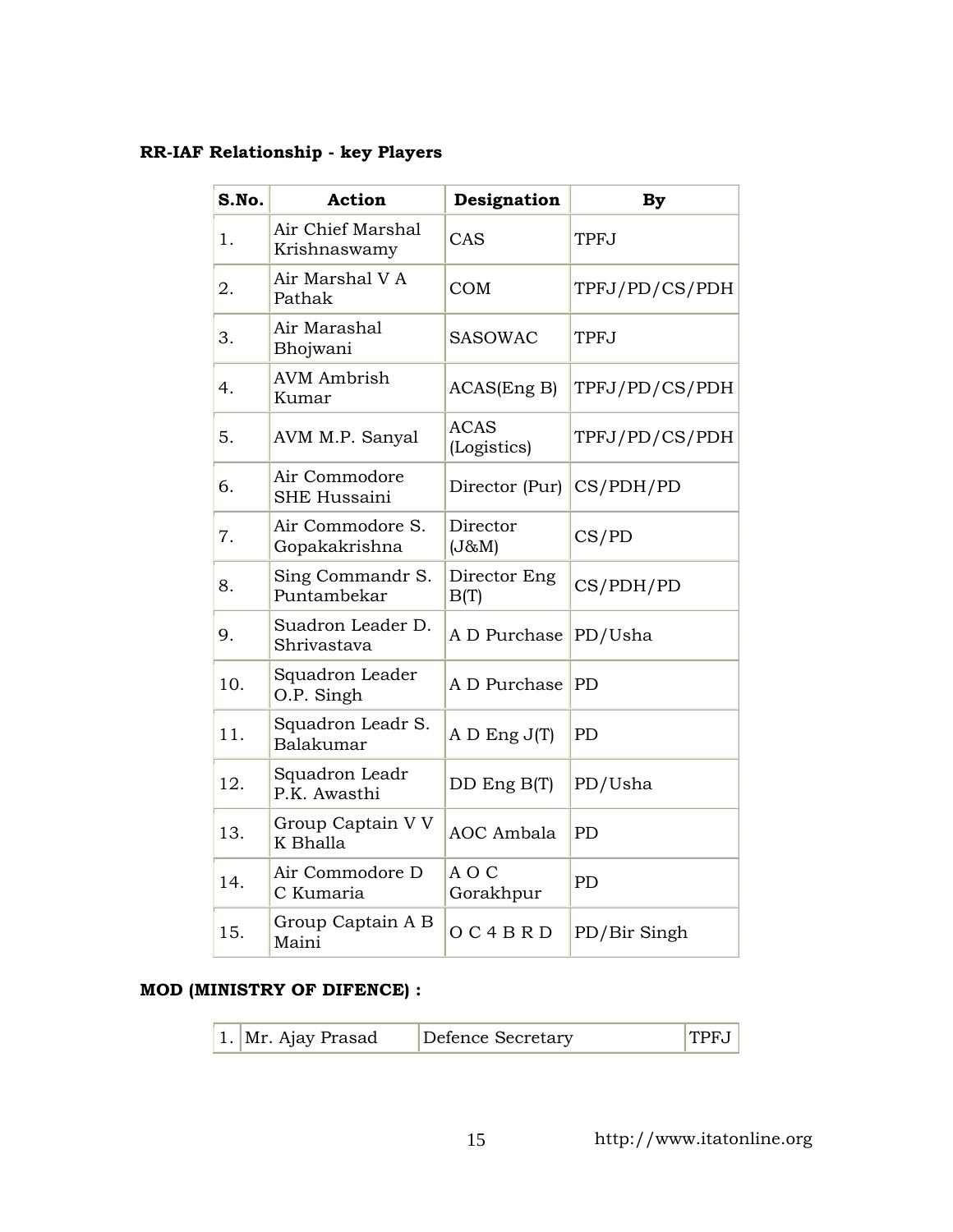**RR-IAF Relationship - key Players**

| S.No. | Action | Designation | By |
|---|---|---|---|
| 1. | Air Chief Marshal Krishnaswamy | CAS | TPFJ |
| 2. | Air Marshal V A Pathak | COM | TPFJ/PD/CS/PDH |
| 3. | Air Marashal Bhojwani | SASOWAC | TPFJ |
| 4. | AVM Ambrish Kumar | ACAS(Eng B) | TPFJ/PD/CS/PDH |
| 5. | AVM M.P. Sanyal | ACAS (Logistics) | TPFJ/PD/CS/PDH |
| 6. | Air Commodore SHE Hussaini | Director (Pur) | CS/PDH/PD |
| 7. | Air Commodore S. Gopakakrishna | Director (J&M) | CS/PD |
| 8. | Sing Commandr S. Puntambekar | Director Eng B(T) | CS/PDH/PD |
| 9. | Suadron Leader D. Shrivastava | A D Purchase | PD/Usha |
| 10. | Squadron Leader O.P. Singh | A D Purchase | PD |
| 11. | Squadron Leadr S. Balakumar | A D Eng J(T) | PD |
| 12. | Squadron Leadr P.K. Awasthi | DD Eng B(T) | PD/Usha |
| 13. | Group Captain V V K Bhalla | AOC Ambala | PD |
| 14. | Air Commodore D C Kumaria | A O C Gorakhpur | PD |
| 15. | Group Captain A B Maini | O C 4 B R D | PD/Bir Singh |

**MOD (MINISTRY OF DIFENCE) :**

| 1. | Mr. Ajay Prasad | Defence Secretary | TPFJ |
|---|---|---|---|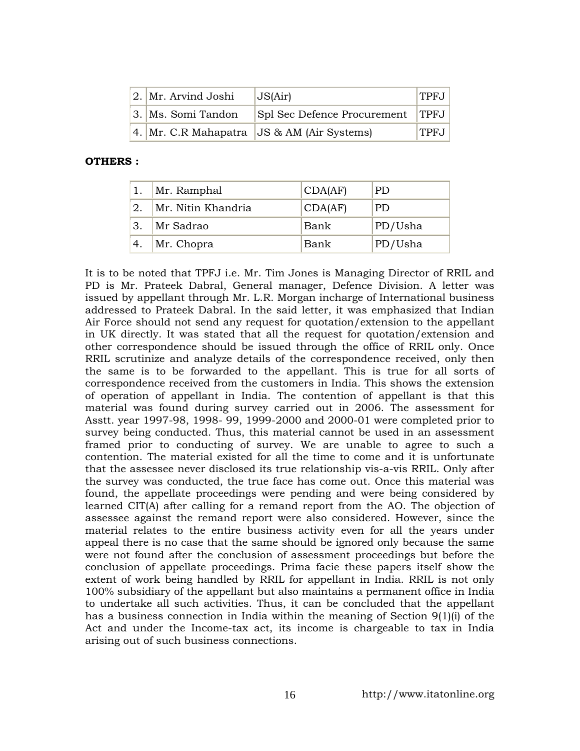| 2. | Mr. Arvind Joshi | JS(Air) | TPFJ |
|---|---|---|---|
| 3. | Ms. Somi Tandon | Spl Sec Defence Procurement | TPFJ |
| 4. | Mr. C.R Mahapatra | JS & AM (Air Systems) | TPFJ |

**OTHERS :**

| 1. | Mr. Ramphal | CDA(AF) | PD |
|---|---|---|---|
| 2. | Mr. Nitin Khandria | CDA(AF) | PD |
| 3. | Mr Sadrao | Bank | PD/Usha |
| 4. | Mr. Chopra | Bank | PD/Usha |

It is to be noted that TPFJ i.e. Mr. Tim Jones is Managing Director of RRIL and PD is Mr. Prateek Dabral, General manager, Defence Division. A letter was issued by appellant through Mr. L.R. Morgan incharge of International business addressed to Prateek Dabral. In the said letter, it was emphasized that Indian Air Force should not send any request for quotation/extension to the appellant in UK directly. It was stated that all the request for quotation/extension and other correspondence should be issued through the office of RRIL only. Once RRIL scrutinize and analyze details of the correspondence received, only then the same is to be forwarded to the appellant. This is true for all sorts of correspondence received from the customers in India. This shows the extension of operation of appellant in India. The contention of appellant is that this material was found during survey carried out in 2006. The assessment for Asstt. year 1997-98, 1998- 99, 1999-2000 and 2000-01 were completed prior to survey being conducted. Thus, this material cannot be used in an assessment framed prior to conducting of survey. We are unable to agree to such a contention. The material existed for all the time to come and it is unfortunate that the assessee never disclosed its true relationship vis-a-vis RRIL. Only after the survey was conducted, the true face has come out. Once this material was found, the appellate proceedings were pending and were being considered by learned CIT(A) after calling for a remand report from the AO. The objection of assessee against the remand report were also considered. However, since the material relates to the entire business activity even for all the years under appeal there is no case that the same should be ignored only because the same were not found after the conclusion of assessment proceedings but before the conclusion of appellate proceedings. Prima facie these papers itself show the extent of work being handled by RRIL for appellant in India. RRIL is not only 100% subsidiary of the appellant but also maintains a permanent office in India to undertake all such activities. Thus, it can be concluded that the appellant has a business connection in India within the meaning of Section 9(1)(i) of the Act and under the Income-tax act, its income is chargeable to tax in India arising out of such business connections.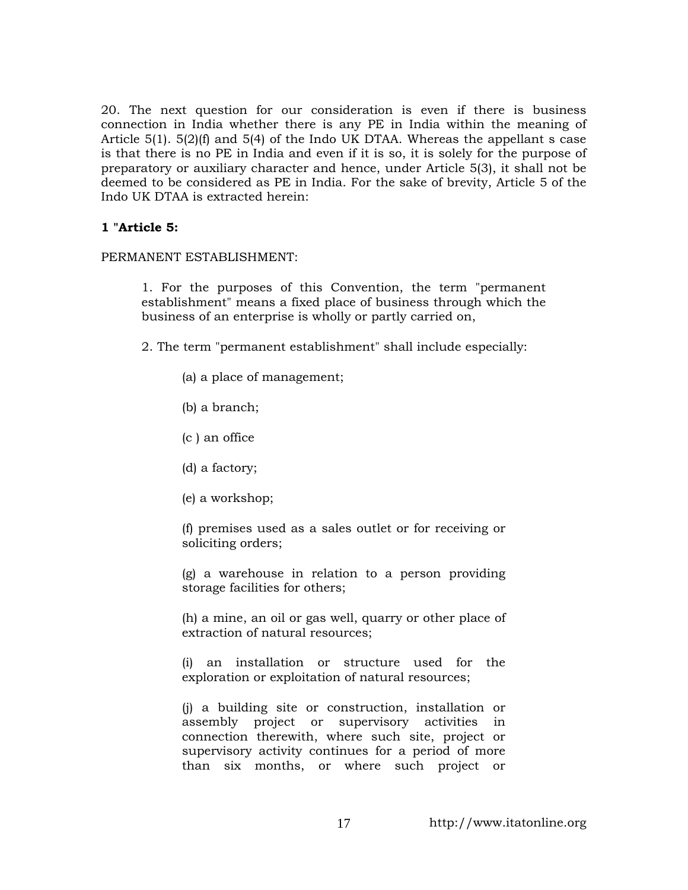20. The next question for our consideration is even if there is business connection in India whether there is any PE in India within the meaning of Article 5(1). 5(2)(f) and 5(4) of the Indo UK DTAA. Whereas the appellant s case is that there is no PE in India and even if it is so, it is solely for the purpose of preparatory or auxiliary character and hence, under Article 5(3), it shall not be deemed to be considered as PE in India. For the sake of brevity, Article 5 of the Indo UK DTAA is extracted herein:

**1 "Article 5:**

PERMANENT ESTABLISHMENT:

> 1. For the purposes of this Convention, the term "permanent establishment" means a fixed place of business through which the business of an enterprise is wholly or partly carried on,
>
> 2. The term "permanent establishment" shall include especially:
>
> > (a) a place of management;
> >
> > (b) a branch;
> >
> > (c ) an office
> >
> > (d) a factory;
> >
> > (e) a workshop;
> >
> > (f) premises used as a sales outlet or for receiving or soliciting orders;
> >
> > (g) a warehouse in relation to a person providing storage facilities for others;
> >
> > (h) a mine, an oil or gas well, quarry or other place of extraction of natural resources;
> >
> > (i) an installation or structure used for the exploration or exploitation of natural resources;
> >
> > (j) a building site or construction, installation or assembly project or supervisory activities in connection therewith, where such site, project or supervisory activity continues for a period of more than six months, or where such project or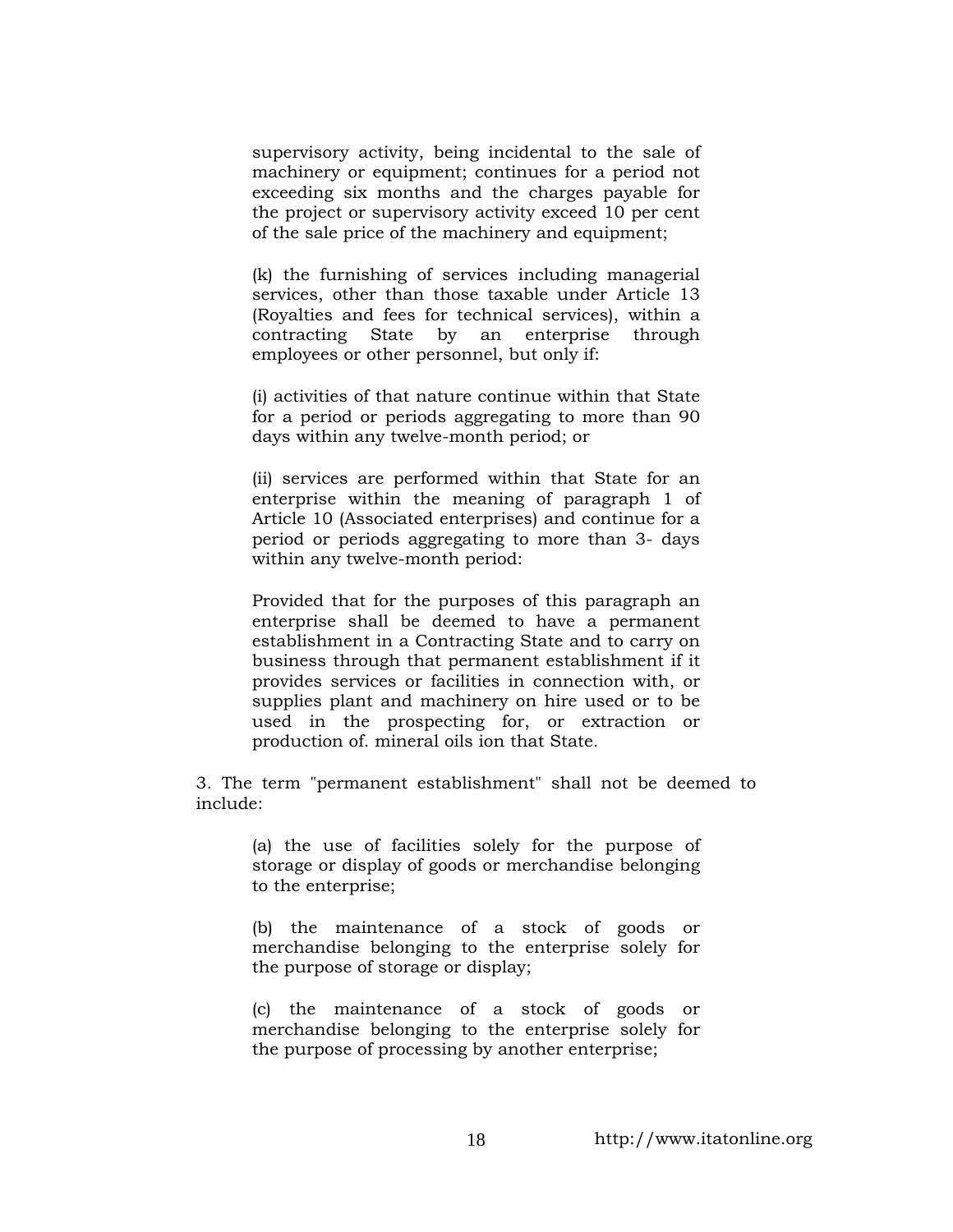supervisory activity, being incidental to the sale of machinery or equipment; continues for a period not exceeding six months and the charges payable for the project or supervisory activity exceed 10 per cent of the sale price of the machinery and equipment;

(k) the furnishing of services including managerial services, other than those taxable under Article 13 (Royalties and fees for technical services), within a contracting State by an enterprise through employees or other personnel, but only if:

(i) activities of that nature continue within that State for a period or periods aggregating to more than 90 days within any twelve-month period; or

(ii) services are performed within that State for an enterprise within the meaning of paragraph 1 of Article 10 (Associated enterprises) and continue for a period or periods aggregating to more than 3- days within any twelve-month period:

Provided that for the purposes of this paragraph an enterprise shall be deemed to have a permanent establishment in a Contracting State and to carry on business through that permanent establishment if it provides services or facilities in connection with, or supplies plant and machinery on hire used or to be used in the prospecting for, or extraction or production of. mineral oils ion that State.

3. The term "permanent establishment" shall not be deemed to include:

(a) the use of facilities solely for the purpose of storage or display of goods or merchandise belonging to the enterprise;

(b) the maintenance of a stock of goods or merchandise belonging to the enterprise solely for the purpose of storage or display;

(c) the maintenance of a stock of goods or merchandise belonging to the enterprise solely for the purpose of processing by another enterprise;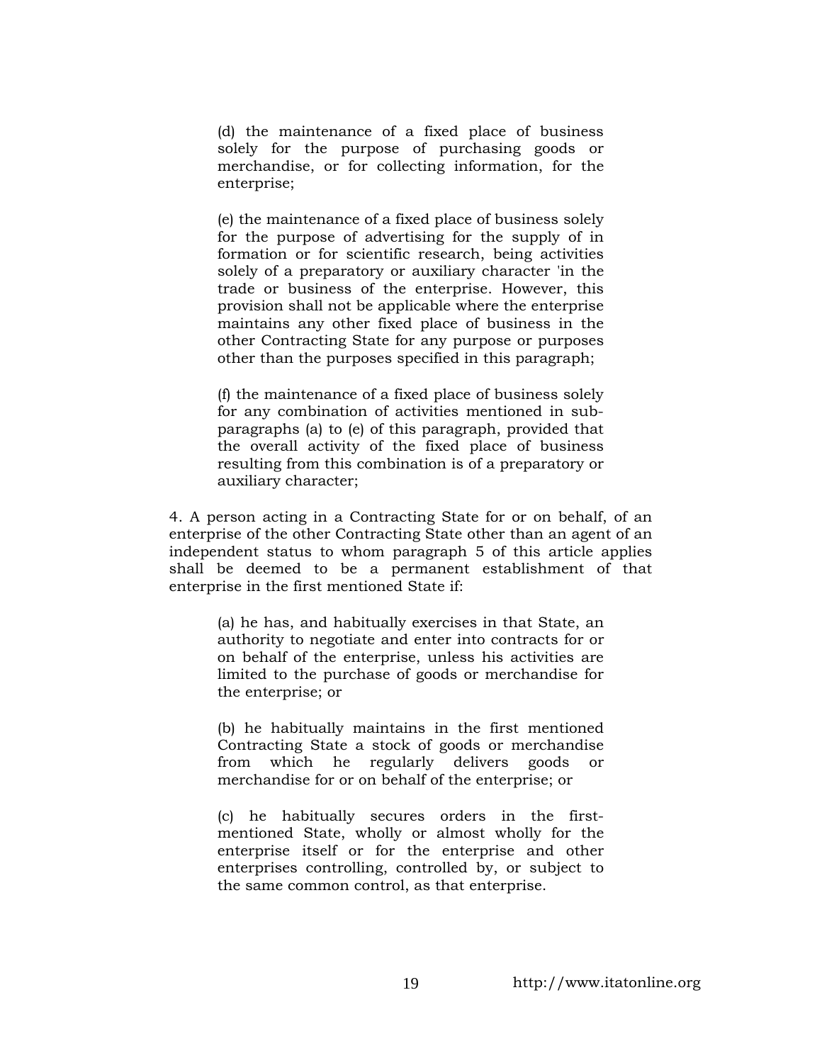(d) the maintenance of a fixed place of business solely for the purpose of purchasing goods or merchandise, or for collecting information, for the enterprise;

(e) the maintenance of a fixed place of business solely for the purpose of advertising for the supply of in formation or for scientific research, being activities solely of a preparatory or auxiliary character 'in the trade or business of the enterprise. However, this provision shall not be applicable where the enterprise maintains any other fixed place of business in the other Contracting State for any purpose or purposes other than the purposes specified in this paragraph;

(f) the maintenance of a fixed place of business solely for any combination of activities mentioned in sub-paragraphs (a) to (e) of this paragraph, provided that the overall activity of the fixed place of business resulting from this combination is of a preparatory or auxiliary character;

4. A person acting in a Contracting State for or on behalf, of an enterprise of the other Contracting State other than an agent of an independent status to whom paragraph 5 of this article applies shall be deemed to be a permanent establishment of that enterprise in the first mentioned State if:

(a) he has, and habitually exercises in that State, an authority to negotiate and enter into contracts for or on behalf of the enterprise, unless his activities are limited to the purchase of goods or merchandise for the enterprise; or

(b) he habitually maintains in the first mentioned Contracting State a stock of goods or merchandise from which he regularly delivers goods or merchandise for or on behalf of the enterprise; or

(c) he habitually secures orders in the first-mentioned State, wholly or almost wholly for the enterprise itself or for the enterprise and other enterprises controlling, controlled by, or subject to the same common control, as that enterprise.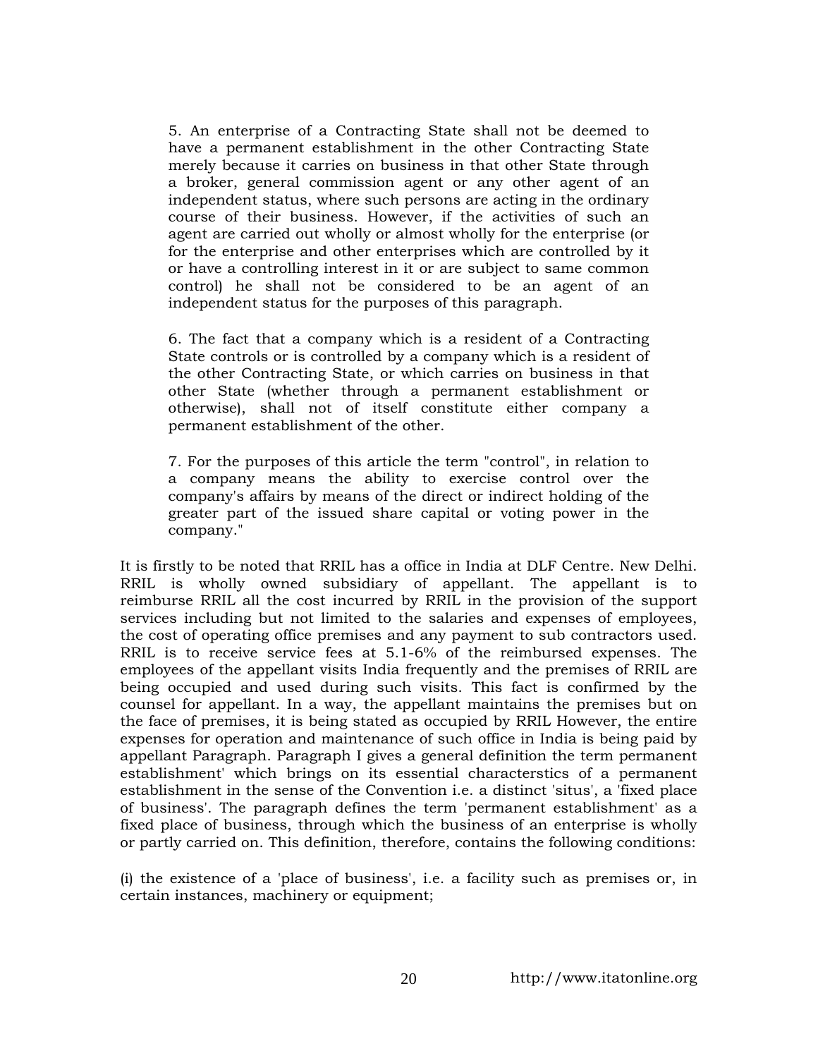> 5. An enterprise of a Contracting State shall not be deemed to have a permanent establishment in the other Contracting State merely because it carries on business in that other State through a broker, general commission agent or any other agent of an independent status, where such persons are acting in the ordinary course of their business. However, if the activities of such an agent are carried out wholly or almost wholly for the enterprise (or for the enterprise and other enterprises which are controlled by it or have a controlling interest in it or are subject to same common control) he shall not be considered to be an agent of an independent status for the purposes of this paragraph.
>
> 6. The fact that a company which is a resident of a Contracting State controls or is controlled by a company which is a resident of the other Contracting State, or which carries on business in that other State (whether through a permanent establishment or otherwise), shall not of itself constitute either company a permanent establishment of the other.
>
> 7. For the purposes of this article the term "control", in relation to a company means the ability to exercise control over the company's affairs by means of the direct or indirect holding of the greater part of the issued share capital or voting power in the company."

It is firstly to be noted that RRIL has a office in India at DLF Centre. New Delhi. RRIL is wholly owned subsidiary of appellant. The appellant is to reimburse RRIL all the cost incurred by RRIL in the provision of the support services including but not limited to the salaries and expenses of employees, the cost of operating office premises and any payment to sub contractors used. RRIL is to receive service fees at 5.1-6% of the reimbursed expenses. The employees of the appellant visits India frequently and the premises of RRIL are being occupied and used during such visits. This fact is confirmed by the counsel for appellant. In a way, the appellant maintains the premises but on the face of premises, it is being stated as occupied by RRIL However, the entire expenses for operation and maintenance of such office in India is being paid by appellant Paragraph. Paragraph I gives a general definition the term permanent establishment' which brings on its essential characterstics of a permanent establishment in the sense of the Convention i.e. a distinct 'situs', a 'fixed place of business'. The paragraph defines the term 'permanent establishment' as a fixed place of business, through which the business of an enterprise is wholly or partly carried on. This definition, therefore, contains the following conditions:

(i) the existence of a 'place of business', i.e. a facility such as premises or, in certain instances, machinery or equipment;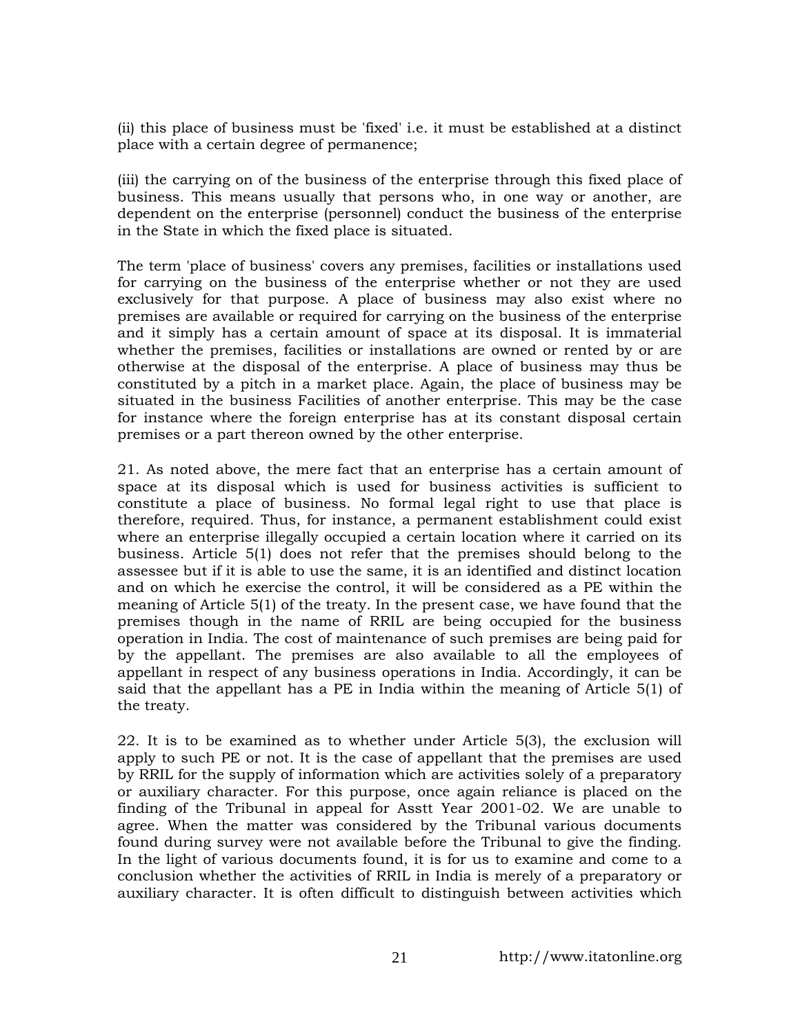(ii) this place of business must be 'fixed' i.e. it must be established at a distinct place with a certain degree of permanence;

(iii) the carrying on of the business of the enterprise through this fixed place of business. This means usually that persons who, in one way or another, are dependent on the enterprise (personnel) conduct the business of the enterprise in the State in which the fixed place is situated.

The term 'place of business' covers any premises, facilities or installations used for carrying on the business of the enterprise whether or not they are used exclusively for that purpose. A place of business may also exist where no premises are available or required for carrying on the business of the enterprise and it simply has a certain amount of space at its disposal. It is immaterial whether the premises, facilities or installations are owned or rented by or are otherwise at the disposal of the enterprise. A place of business may thus be constituted by a pitch in a market place. Again, the place of business may be situated in the business Facilities of another enterprise. This may be the case for instance where the foreign enterprise has at its constant disposal certain premises or a part thereon owned by the other enterprise.

21. As noted above, the mere fact that an enterprise has a certain amount of space at its disposal which is used for business activities is sufficient to constitute a place of business. No formal legal right to use that place is therefore, required. Thus, for instance, a permanent establishment could exist where an enterprise illegally occupied a certain location where it carried on its business. Article 5(1) does not refer that the premises should belong to the assessee but if it is able to use the same, it is an identified and distinct location and on which he exercise the control, it will be considered as a PE within the meaning of Article 5(1) of the treaty. In the present case, we have found that the premises though in the name of RRIL are being occupied for the business operation in India. The cost of maintenance of such premises are being paid for by the appellant. The premises are also available to all the employees of appellant in respect of any business operations in India. Accordingly, it can be said that the appellant has a PE in India within the meaning of Article 5(1) of the treaty.

22. It is to be examined as to whether under Article 5(3), the exclusion will apply to such PE or not. It is the case of appellant that the premises are used by RRIL for the supply of information which are activities solely of a preparatory or auxiliary character. For this purpose, once again reliance is placed on the finding of the Tribunal in appeal for Asstt Year 2001-02. We are unable to agree. When the matter was considered by the Tribunal various documents found during survey were not available before the Tribunal to give the finding. In the light of various documents found, it is for us to examine and come to a conclusion whether the activities of RRIL in India is merely of a preparatory or auxiliary character. It is often difficult to distinguish between activities which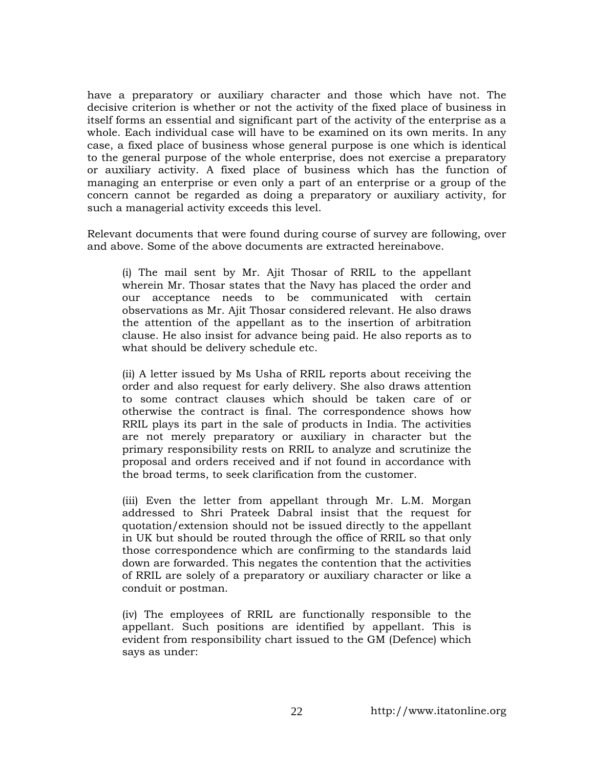have a preparatory or auxiliary character and those which have not. The decisive criterion is whether or not the activity of the fixed place of business in itself forms an essential and significant part of the activity of the enterprise as a whole. Each individual case will have to be examined on its own merits. In any case, a fixed place of business whose general purpose is one which is identical to the general purpose of the whole enterprise, does not exercise a preparatory or auxiliary activity. A fixed place of business which has the function of managing an enterprise or even only a part of an enterprise or a group of the concern cannot be regarded as doing a preparatory or auxiliary activity, for such a managerial activity exceeds this level.

Relevant documents that were found during course of survey are following, over and above. Some of the above documents are extracted hereinabove.

> (i) The mail sent by Mr. Ajit Thosar of RRIL to the appellant wherein Mr. Thosar states that the Navy has placed the order and our acceptance needs to be communicated with certain observations as Mr. Ajit Thosar considered relevant. He also draws the attention of the appellant as to the insertion of arbitration clause. He also insist for advance being paid. He also reports as to what should be delivery schedule etc.
>
> (ii) A letter issued by Ms Usha of RRIL reports about receiving the order and also request for early delivery. She also draws attention to some contract clauses which should be taken care of or otherwise the contract is final. The correspondence shows how RRIL plays its part in the sale of products in India. The activities are not merely preparatory or auxiliary in character but the primary responsibility rests on RRIL to analyze and scrutinize the proposal and orders received and if not found in accordance with the broad terms, to seek clarification from the customer.
>
> (iii) Even the letter from appellant through Mr. L.M. Morgan addressed to Shri Prateek Dabral insist that the request for quotation/extension should not be issued directly to the appellant in UK but should be routed through the office of RRIL so that only those correspondence which are confirming to the standards laid down are forwarded. This negates the contention that the activities of RRIL are solely of a preparatory or auxiliary character or like a conduit or postman.
>
> (iv) The employees of RRIL are functionally responsible to the appellant. Such positions are identified by appellant. This is evident from responsibility chart issued to the GM (Defence) which says as under: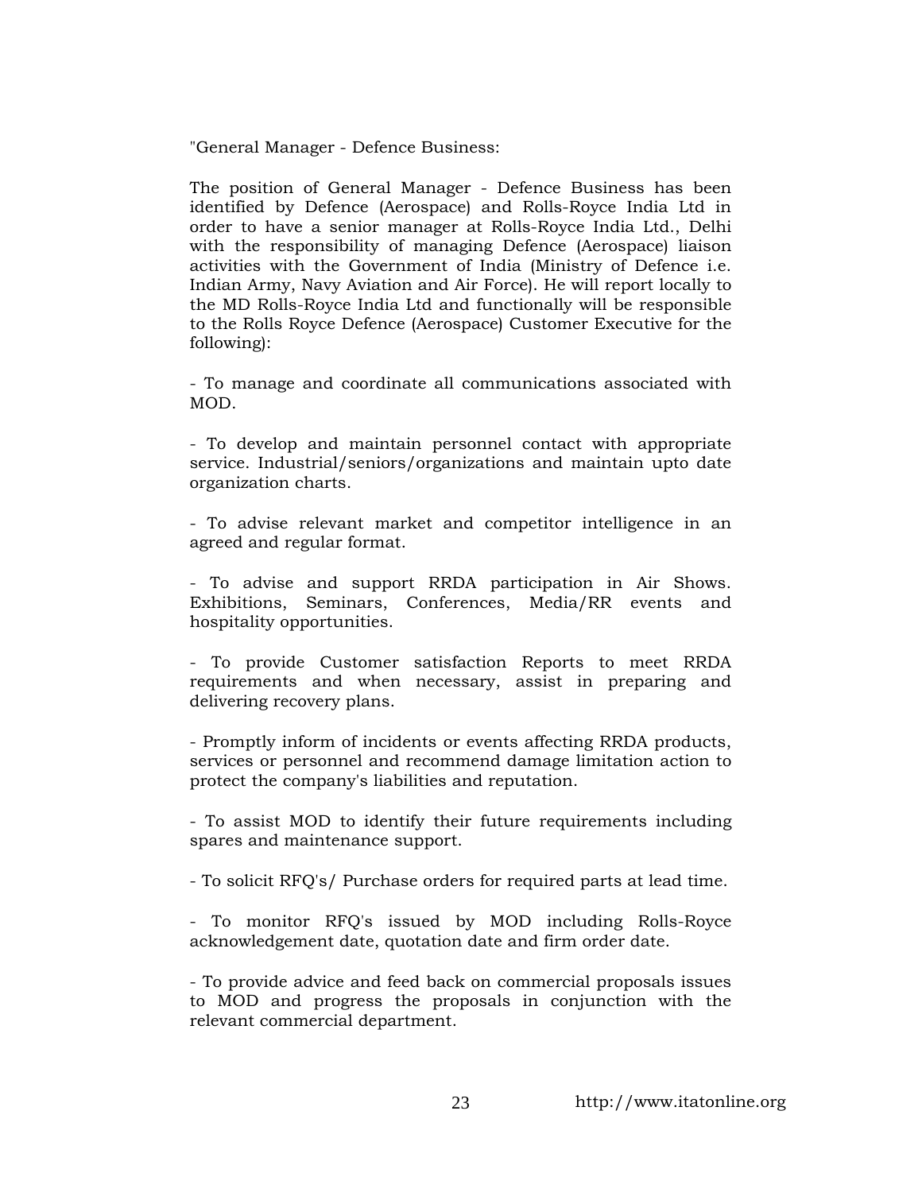"General Manager - Defence Business:

The position of General Manager - Defence Business has been identified by Defence (Aerospace) and Rolls-Royce India Ltd in order to have a senior manager at Rolls-Royce India Ltd., Delhi with the responsibility of managing Defence (Aerospace) liaison activities with the Government of India (Ministry of Defence i.e. Indian Army, Navy Aviation and Air Force). He will report locally to the MD Rolls-Royce India Ltd and functionally will be responsible to the Rolls Royce Defence (Aerospace) Customer Executive for the following):

- To manage and coordinate all communications associated with MOD.

- To develop and maintain personnel contact with appropriate service. Industrial/seniors/organizations and maintain upto date organization charts.

- To advise relevant market and competitor intelligence in an agreed and regular format.

- To advise and support RRDA participation in Air Shows. Exhibitions, Seminars, Conferences, Media/RR events and hospitality opportunities.

- To provide Customer satisfaction Reports to meet RRDA requirements and when necessary, assist in preparing and delivering recovery plans.

- Promptly inform of incidents or events affecting RRDA products, services or personnel and recommend damage limitation action to protect the company's liabilities and reputation.

- To assist MOD to identify their future requirements including spares and maintenance support.

- To solicit RFQ's/ Purchase orders for required parts at lead time.

- To monitor RFQ's issued by MOD including Rolls-Royce acknowledgement date, quotation date and firm order date.

- To provide advice and feed back on commercial proposals issues to MOD and progress the proposals in conjunction with the relevant commercial department.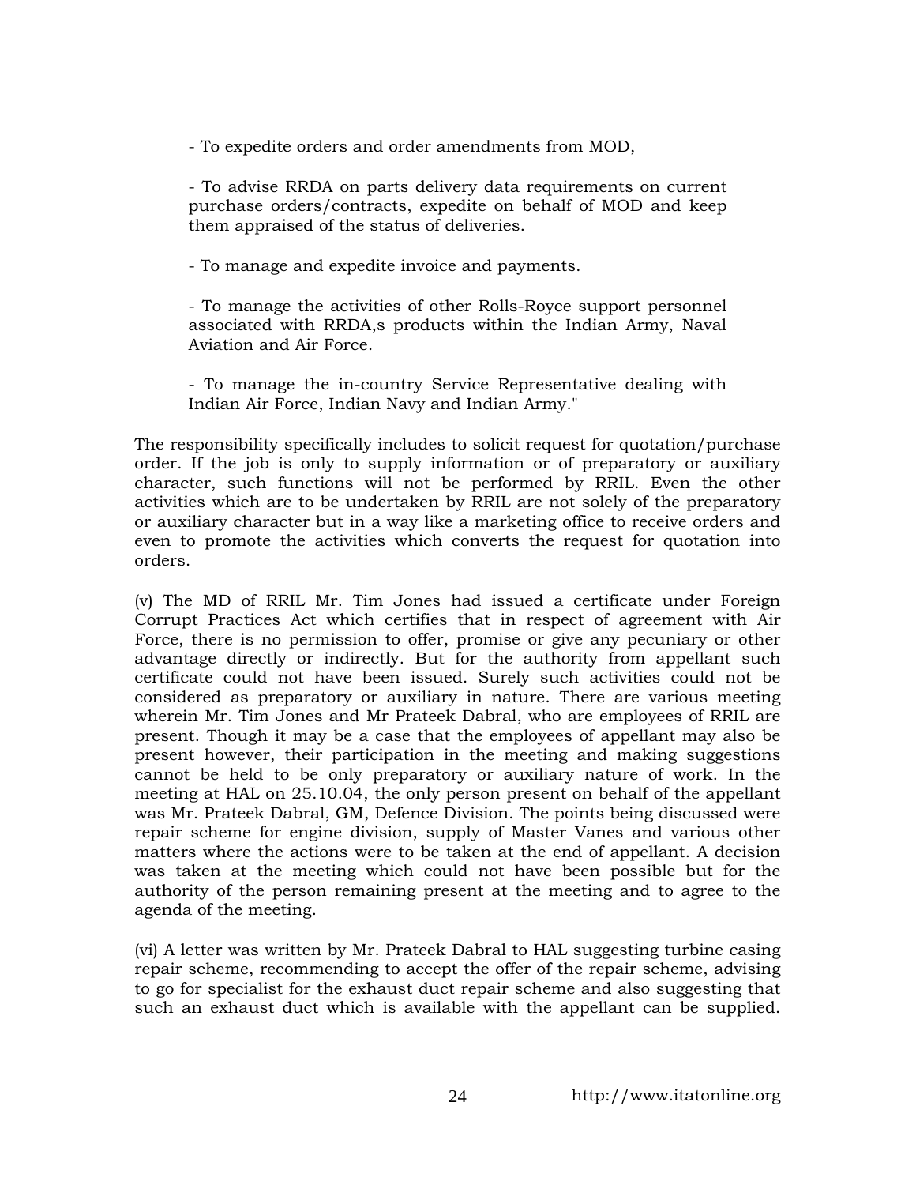- To expedite orders and order amendments from MOD,

- To advise RRDA on parts delivery data requirements on current purchase orders/contracts, expedite on behalf of MOD and keep them appraised of the status of deliveries.

- To manage and expedite invoice and payments.

- To manage the activities of other Rolls-Royce support personnel associated with RRDA,s products within the Indian Army, Naval Aviation and Air Force.

- To manage the in-country Service Representative dealing with Indian Air Force, Indian Navy and Indian Army."

The responsibility specifically includes to solicit request for quotation/purchase order. If the job is only to supply information or of preparatory or auxiliary character, such functions will not be performed by RRIL. Even the other activities which are to be undertaken by RRIL are not solely of the preparatory or auxiliary character but in a way like a marketing office to receive orders and even to promote the activities which converts the request for quotation into orders.

(v) The MD of RRIL Mr. Tim Jones had issued a certificate under Foreign Corrupt Practices Act which certifies that in respect of agreement with Air Force, there is no permission to offer, promise or give any pecuniary or other advantage directly or indirectly. But for the authority from appellant such certificate could not have been issued. Surely such activities could not be considered as preparatory or auxiliary in nature. There are various meeting wherein Mr. Tim Jones and Mr Prateek Dabral, who are employees of RRIL are present. Though it may be a case that the employees of appellant may also be present however, their participation in the meeting and making suggestions cannot be held to be only preparatory or auxiliary nature of work. In the meeting at HAL on 25.10.04, the only person present on behalf of the appellant was Mr. Prateek Dabral, GM, Defence Division. The points being discussed were repair scheme for engine division, supply of Master Vanes and various other matters where the actions were to be taken at the end of appellant. A decision was taken at the meeting which could not have been possible but for the authority of the person remaining present at the meeting and to agree to the agenda of the meeting.

(vi) A letter was written by Mr. Prateek Dabral to HAL suggesting turbine casing repair scheme, recommending to accept the offer of the repair scheme, advising to go for specialist for the exhaust duct repair scheme and also suggesting that such an exhaust duct which is available with the appellant can be supplied.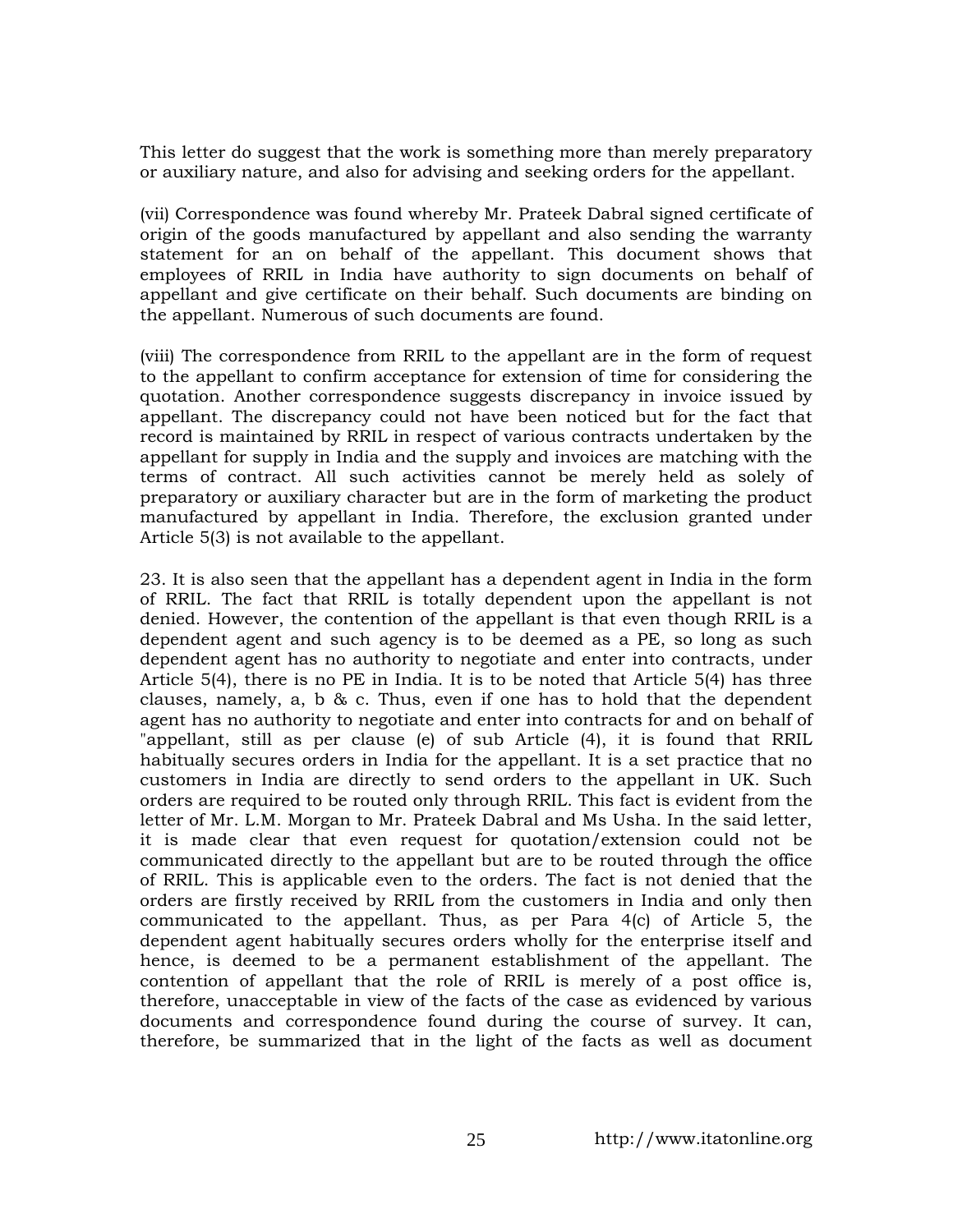This letter do suggest that the work is something more than merely preparatory or auxiliary nature, and also for advising and seeking orders for the appellant.

(vii) Correspondence was found whereby Mr. Prateek Dabral signed certificate of origin of the goods manufactured by appellant and also sending the warranty statement for an on behalf of the appellant. This document shows that employees of RRIL in India have authority to sign documents on behalf of appellant and give certificate on their behalf. Such documents are binding on the appellant. Numerous of such documents are found.

(viii) The correspondence from RRIL to the appellant are in the form of request to the appellant to confirm acceptance for extension of time for considering the quotation. Another correspondence suggests discrepancy in invoice issued by appellant. The discrepancy could not have been noticed but for the fact that record is maintained by RRIL in respect of various contracts undertaken by the appellant for supply in India and the supply and invoices are matching with the terms of contract. All such activities cannot be merely held as solely of preparatory or auxiliary character but are in the form of marketing the product manufactured by appellant in India. Therefore, the exclusion granted under Article 5(3) is not available to the appellant.

23. It is also seen that the appellant has a dependent agent in India in the form of RRIL. The fact that RRIL is totally dependent upon the appellant is not denied. However, the contention of the appellant is that even though RRIL is a dependent agent and such agency is to be deemed as a PE, so long as such dependent agent has no authority to negotiate and enter into contracts, under Article 5(4), there is no PE in India. It is to be noted that Article 5(4) has three clauses, namely, a, b & c. Thus, even if one has to hold that the dependent agent has no authority to negotiate and enter into contracts for and on behalf of "appellant, still as per clause (e) of sub Article (4), it is found that RRIL habitually secures orders in India for the appellant. It is a set practice that no customers in India are directly to send orders to the appellant in UK. Such orders are required to be routed only through RRIL. This fact is evident from the letter of Mr. L.M. Morgan to Mr. Prateek Dabral and Ms Usha. In the said letter, it is made clear that even request for quotation/extension could not be communicated directly to the appellant but are to be routed through the office of RRIL. This is applicable even to the orders. The fact is not denied that the orders are firstly received by RRIL from the customers in India and only then communicated to the appellant. Thus, as per Para 4(c) of Article 5, the dependent agent habitually secures orders wholly for the enterprise itself and hence, is deemed to be a permanent establishment of the appellant. The contention of appellant that the role of RRIL is merely of a post office is, therefore, unacceptable in view of the facts of the case as evidenced by various documents and correspondence found during the course of survey. It can, therefore, be summarized that in the light of the facts as well as document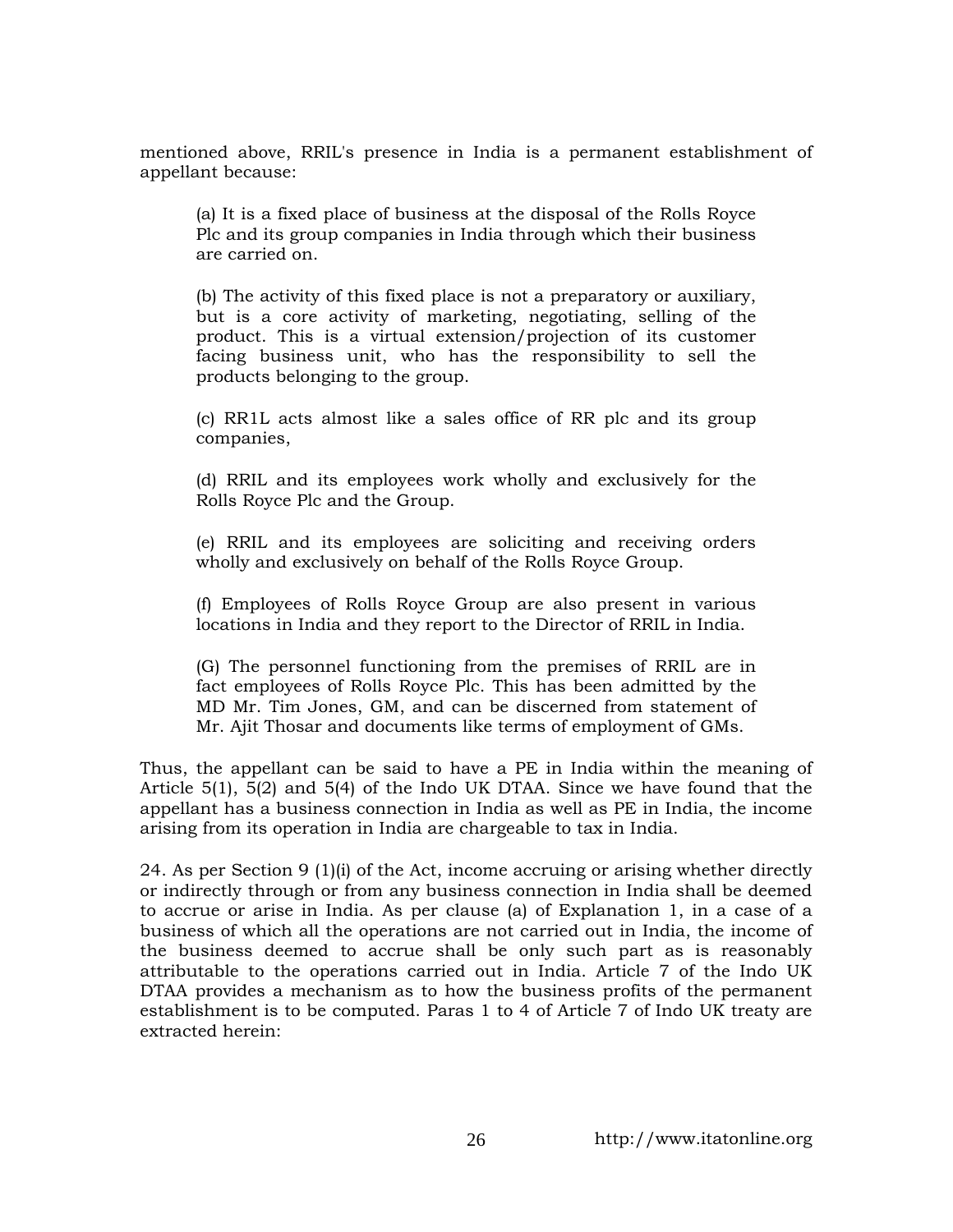mentioned above, RRIL's presence in India is a permanent establishment of appellant because:

> (a) It is a fixed place of business at the disposal of the Rolls Royce Plc and its group companies in India through which their business are carried on.
>
> (b) The activity of this fixed place is not a preparatory or auxiliary, but is a core activity of marketing, negotiating, selling of the product. This is a virtual extension/projection of its customer facing business unit, who has the responsibility to sell the products belonging to the group.
>
> (c) RR1L acts almost like a sales office of RR plc and its group companies,
>
> (d) RRIL and its employees work wholly and exclusively for the Rolls Royce Plc and the Group.
>
> (e) RRIL and its employees are soliciting and receiving orders wholly and exclusively on behalf of the Rolls Royce Group.
>
> (f) Employees of Rolls Royce Group are also present in various locations in India and they report to the Director of RRIL in India.
>
> (G) The personnel functioning from the premises of RRIL are in fact employees of Rolls Royce Plc. This has been admitted by the MD Mr. Tim Jones, GM, and can be discerned from statement of Mr. Ajit Thosar and documents like terms of employment of GMs.

Thus, the appellant can be said to have a PE in India within the meaning of Article 5(1), 5(2) and 5(4) of the Indo UK DTAA. Since we have found that the appellant has a business connection in India as well as PE in India, the income arising from its operation in India are chargeable to tax in India.

24. As per Section 9 (1)(i) of the Act, income accruing or arising whether directly or indirectly through or from any business connection in India shall be deemed to accrue or arise in India. As per clause (a) of Explanation 1, in a case of a business of which all the operations are not carried out in India, the income of the business deemed to accrue shall be only such part as is reasonably attributable to the operations carried out in India. Article 7 of the Indo UK DTAA provides a mechanism as to how the business profits of the permanent establishment is to be computed. Paras 1 to 4 of Article 7 of Indo UK treaty are extracted herein: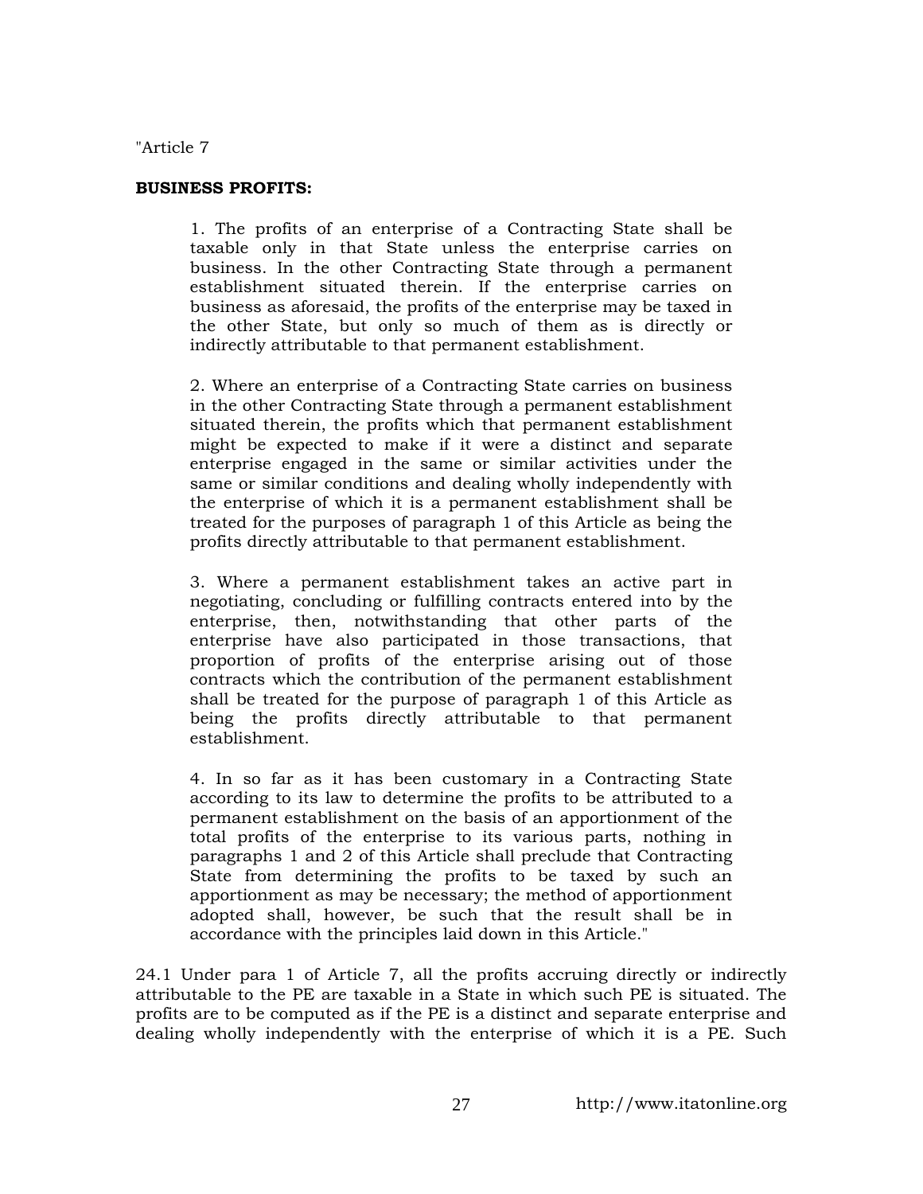"Article 7

**BUSINESS PROFITS:**

> 1. The profits of an enterprise of a Contracting State shall be taxable only in that State unless the enterprise carries on business. In the other Contracting State through a permanent establishment situated therein. If the enterprise carries on business as aforesaid, the profits of the enterprise may be taxed in the other State, but only so much of them as is directly or indirectly attributable to that permanent establishment.
>
> 2. Where an enterprise of a Contracting State carries on business in the other Contracting State through a permanent establishment situated therein, the profits which that permanent establishment might be expected to make if it were a distinct and separate enterprise engaged in the same or similar activities under the same or similar conditions and dealing wholly independently with the enterprise of which it is a permanent establishment shall be treated for the purposes of paragraph 1 of this Article as being the profits directly attributable to that permanent establishment.
>
> 3. Where a permanent establishment takes an active part in negotiating, concluding or fulfilling contracts entered into by the enterprise, then, notwithstanding that other parts of the enterprise have also participated in those transactions, that proportion of profits of the enterprise arising out of those contracts which the contribution of the permanent establishment shall be treated for the purpose of paragraph 1 of this Article as being the profits directly attributable to that permanent establishment.
>
> 4. In so far as it has been customary in a Contracting State according to its law to determine the profits to be attributed to a permanent establishment on the basis of an apportionment of the total profits of the enterprise to its various parts, nothing in paragraphs 1 and 2 of this Article shall preclude that Contracting State from determining the profits to be taxed by such an apportionment as may be necessary; the method of apportionment adopted shall, however, be such that the result shall be in accordance with the principles laid down in this Article."

24.1 Under para 1 of Article 7, all the profits accruing directly or indirectly attributable to the PE are taxable in a State in which such PE is situated. The profits are to be computed as if the PE is a distinct and separate enterprise and dealing wholly independently with the enterprise of which it is a PE. Such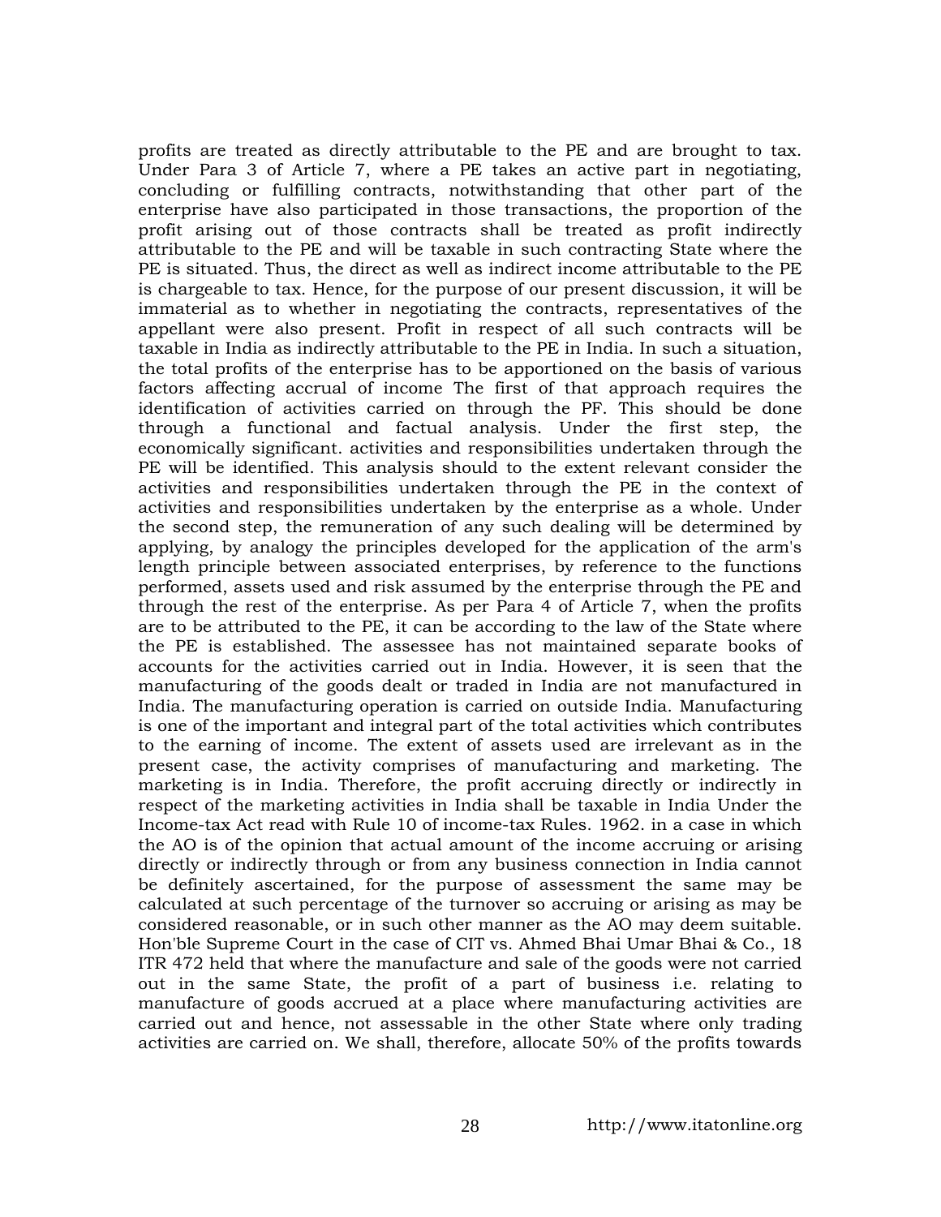profits are treated as directly attributable to the PE and are brought to tax. Under Para 3 of Article 7, where a PE takes an active part in negotiating, concluding or fulfilling contracts, notwithstanding that other part of the enterprise have also participated in those transactions, the proportion of the profit arising out of those contracts shall be treated as profit indirectly attributable to the PE and will be taxable in such contracting State where the PE is situated. Thus, the direct as well as indirect income attributable to the PE is chargeable to tax. Hence, for the purpose of our present discussion, it will be immaterial as to whether in negotiating the contracts, representatives of the appellant were also present. Profit in respect of all such contracts will be taxable in India as indirectly attributable to the PE in India. In such a situation, the total profits of the enterprise has to be apportioned on the basis of various factors affecting accrual of income The first of that approach requires the identification of activities carried on through the PF. This should be done through a functional and factual analysis. Under the first step, the economically significant. activities and responsibilities undertaken through the PE will be identified. This analysis should to the extent relevant consider the activities and responsibilities undertaken through the PE in the context of activities and responsibilities undertaken by the enterprise as a whole. Under the second step, the remuneration of any such dealing will be determined by applying, by analogy the principles developed for the application of the arm's length principle between associated enterprises, by reference to the functions performed, assets used and risk assumed by the enterprise through the PE and through the rest of the enterprise. As per Para 4 of Article 7, when the profits are to be attributed to the PE, it can be according to the law of the State where the PE is established. The assessee has not maintained separate books of accounts for the activities carried out in India. However, it is seen that the manufacturing of the goods dealt or traded in India are not manufactured in India. The manufacturing operation is carried on outside India. Manufacturing is one of the important and integral part of the total activities which contributes to the earning of income. The extent of assets used are irrelevant as in the present case, the activity comprises of manufacturing and marketing. The marketing is in India. Therefore, the profit accruing directly or indirectly in respect of the marketing activities in India shall be taxable in India Under the Income-tax Act read with Rule 10 of income-tax Rules. 1962. in a case in which the AO is of the opinion that actual amount of the income accruing or arising directly or indirectly through or from any business connection in India cannot be definitely ascertained, for the purpose of assessment the same may be calculated at such percentage of the turnover so accruing or arising as may be considered reasonable, or in such other manner as the AO may deem suitable. Hon'ble Supreme Court in the case of CIT vs. Ahmed Bhai Umar Bhai & Co., 18 ITR 472 held that where the manufacture and sale of the goods were not carried out in the same State, the profit of a part of business i.e. relating to manufacture of goods accrued at a place where manufacturing activities are carried out and hence, not assessable in the other State where only trading activities are carried on. We shall, therefore, allocate 50% of the profits towards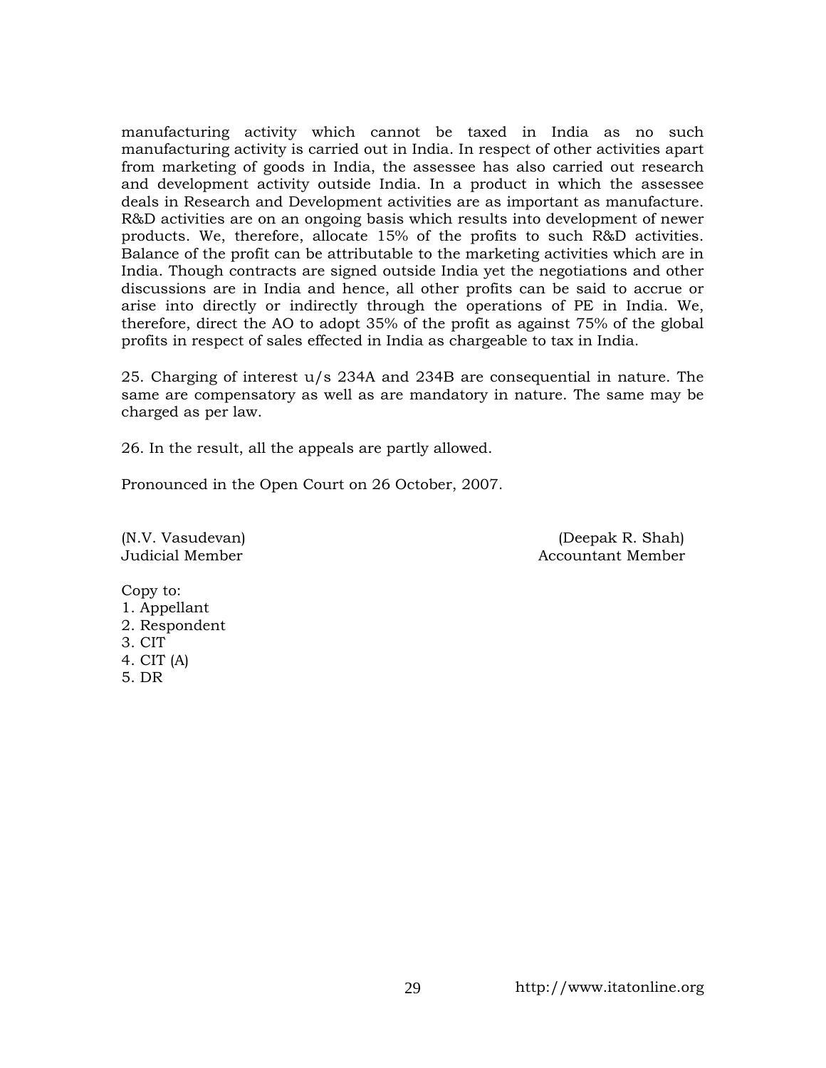manufacturing activity which cannot be taxed in India as no such manufacturing activity is carried out in India. In respect of other activities apart from marketing of goods in India, the assessee has also carried out research and development activity outside India. In a product in which the assessee deals in Research and Development activities are as important as manufacture. R&D activities are on an ongoing basis which results into development of newer products. We, therefore, allocate 15% of the profits to such R&D activities. Balance of the profit can be attributable to the marketing activities which are in India. Though contracts are signed outside India yet the negotiations and other discussions are in India and hence, all other profits can be said to accrue or arise into directly or indirectly through the operations of PE in India. We, therefore, direct the AO to adopt 35% of the profit as against 75% of the global profits in respect of sales effected in India as chargeable to tax in India.

25. Charging of interest u/s 234A and 234B are consequential in nature. The same are compensatory as well as are mandatory in nature. The same may be charged as per law.

26. In the result, all the appeals are partly allowed.

Pronounced in the Open Court on 26 October, 2007.

(N.V. Vasudevan)
Judicial Member

(Deepak R. Shah)
Accountant Member

Copy to:
1. Appellant
2. Respondent
3. CIT
4. CIT (A)
5. DR